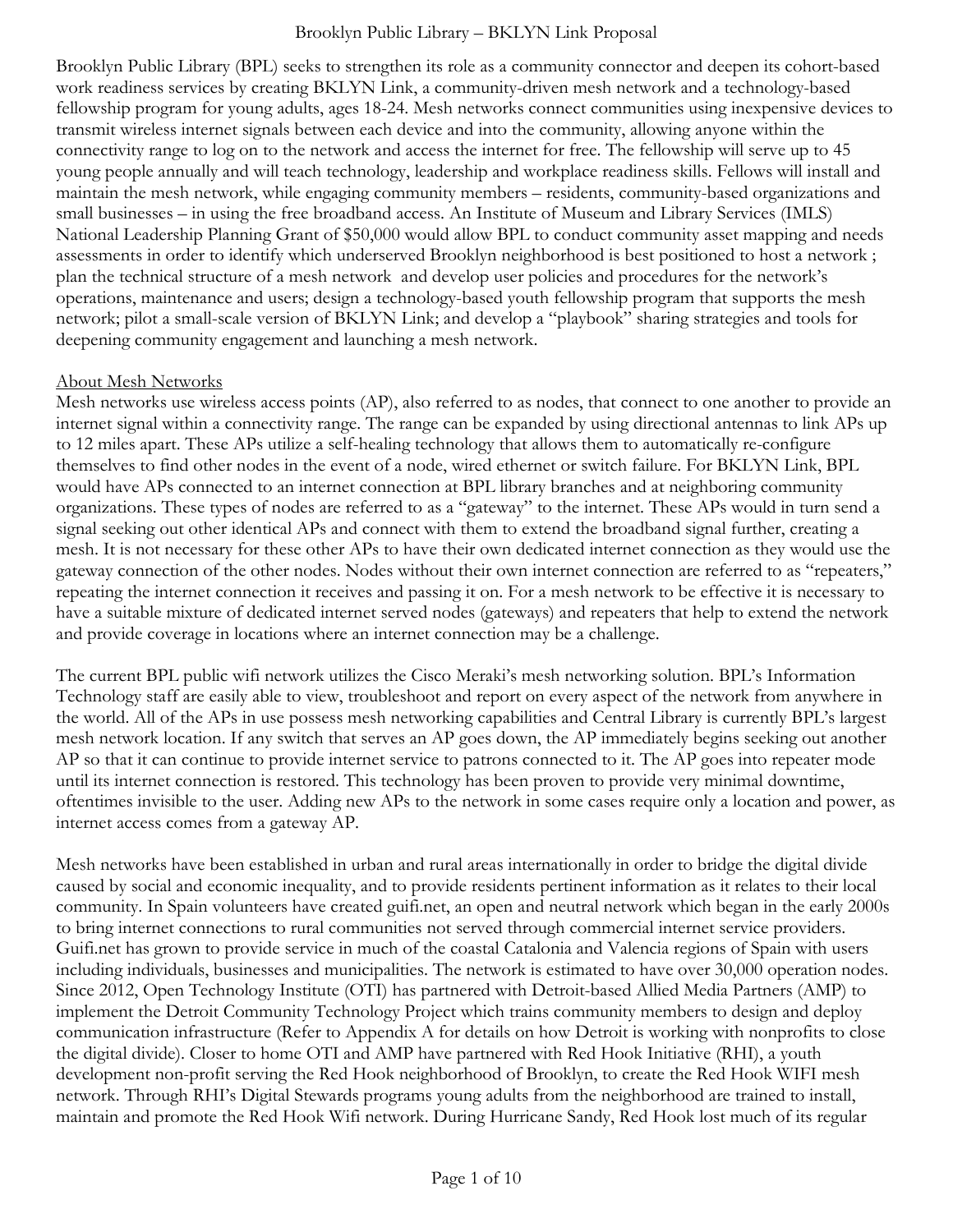Brooklyn Public Library (BPL) seeks to strengthen its role as a community connector and deepen its cohort-based work readiness services by creating BKLYN Link, a community-driven mesh network and a technology-based fellowship program for young adults, ages 18-24. Mesh networks connect communities using inexpensive devices to transmit wireless internet signals between each device and into the community, allowing anyone within the connectivity range to log on to the network and access the internet for free. The fellowship will serve up to 45 young people annually and will teach technology, leadership and workplace readiness skills. Fellows will install and maintain the mesh network, while engaging community members – residents, community-based organizations and small businesses – in using the free broadband access. An Institute of Museum and Library Services (IMLS) National Leadership Planning Grant of $50,000 would allow BPL to conduct community asset mapping and needs assessments in order to identify which underserved Brooklyn neighborhood is best positioned to host a network ; plan the technical structure of a mesh network and develop user policies and procedures for the network's operations, maintenance and users; design a technology-based youth fellowship program that supports the mesh network; pilot a small-scale version of BKLYN Link; and develop a "playbook" sharing strategies and tools for deepening community engagement and launching a mesh network.

<u>About Mesh Networks</u>

Mesh networks use wireless access points (AP), also referred to as nodes, that connect to one another to provide an internet signal within a connectivity range. The range can be expanded by using directional antennas to link APs up to 12 miles apart. These APs utilize a self-healing technology that allows them to automatically re-configure themselves to find other nodes in the event of a node, wired ethernet or switch failure. For BKLYN Link, BPL would have APs connected to an internet connection at BPL library branches and at neighboring community organizations. These types of nodes are referred to as a "gateway" to the internet. These APs would in turn send a signal seeking out other identical APs and connect with them to extend the broadband signal further, creating a mesh. It is not necessary for these other APs to have their own dedicated internet connection as they would use the gateway connection of the other nodes. Nodes without their own internet connection are referred to as "repeaters," repeating the internet connection it receives and passing it on. For a mesh network to be effective it is necessary to have a suitable mixture of dedicated internet served nodes (gateways) and repeaters that help to extend the network and provide coverage in locations where an internet connection may be a challenge.

The current BPL public wifi network utilizes the Cisco Meraki's mesh networking solution. BPL's Information Technology staff are easily able to view, troubleshoot and report on every aspect of the network from anywhere in the world. All of the APs in use possess mesh networking capabilities and Central Library is currently BPL's largest mesh network location. If any switch that serves an AP goes down, the AP immediately begins seeking out another AP so that it can continue to provide internet service to patrons connected to it. The AP goes into repeater mode until its internet connection is restored. This technology has been proven to provide very minimal downtime, oftentimes invisible to the user. Adding new APs to the network in some cases require only a location and power, as internet access comes from a gateway AP.

Mesh networks have been established in urban and rural areas internationally in order to bridge the digital divide caused by social and economic inequality, and to provide residents pertinent information as it relates to their local community. In Spain volunteers have created guifi.net, an open and neutral network which began in the early 2000s to bring internet connections to rural communities not served through commercial internet service providers. Guifi.net has grown to provide service in much of the coastal Catalonia and Valencia regions of Spain with users including individuals, businesses and municipalities. The network is estimated to have over 30,000 operation nodes. Since 2012, Open Technology Institute (OTI) has partnered with Detroit-based Allied Media Partners (AMP) to implement the Detroit Community Technology Project which trains community members to design and deploy communication infrastructure (Refer to Appendix A for details on how Detroit is working with nonprofits to close the digital divide). Closer to home OTI and AMP have partnered with Red Hook Initiative (RHI), a youth development non-profit serving the Red Hook neighborhood of Brooklyn, to create the Red Hook WIFI mesh network. Through RHI's Digital Stewards programs young adults from the neighborhood are trained to install, maintain and promote the Red Hook Wifi network. During Hurricane Sandy, Red Hook lost much of its regular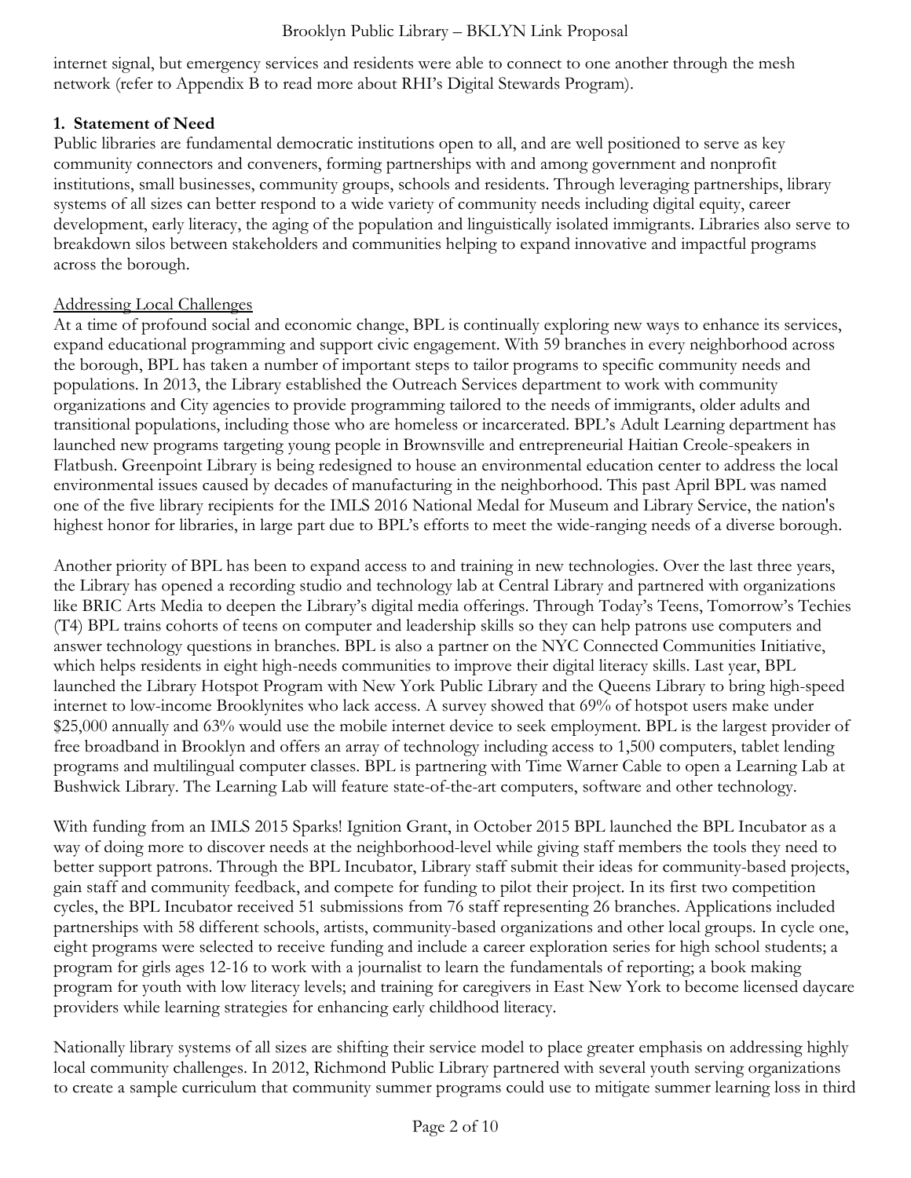internet signal, but emergency services and residents were able to connect to one another through the mesh network (refer to Appendix B to read more about RHI's Digital Stewards Program).

## 1. Statement of Need

Public libraries are fundamental democratic institutions open to all, and are well positioned to serve as key community connectors and conveners, forming partnerships with and among government and nonprofit institutions, small businesses, community groups, schools and residents. Through leveraging partnerships, library systems of all sizes can better respond to a wide variety of community needs including digital equity, career development, early literacy, the aging of the population and linguistically isolated immigrants. Libraries also serve to breakdown silos between stakeholders and communities helping to expand innovative and impactful programs across the borough.

### Addressing Local Challenges

At a time of profound social and economic change, BPL is continually exploring new ways to enhance its services, expand educational programming and support civic engagement. With 59 branches in every neighborhood across the borough, BPL has taken a number of important steps to tailor programs to specific community needs and populations. In 2013, the Library established the Outreach Services department to work with community organizations and City agencies to provide programming tailored to the needs of immigrants, older adults and transitional populations, including those who are homeless or incarcerated. BPL's Adult Learning department has launched new programs targeting young people in Brownsville and entrepreneurial Haitian Creole-speakers in Flatbush. Greenpoint Library is being redesigned to house an environmental education center to address the local environmental issues caused by decades of manufacturing in the neighborhood. This past April BPL was named one of the five library recipients for the IMLS 2016 National Medal for Museum and Library Service, the nation's highest honor for libraries, in large part due to BPL's efforts to meet the wide-ranging needs of a diverse borough.

Another priority of BPL has been to expand access to and training in new technologies. Over the last three years, the Library has opened a recording studio and technology lab at Central Library and partnered with organizations like BRIC Arts Media to deepen the Library's digital media offerings. Through Today's Teens, Tomorrow's Techies (T4) BPL trains cohorts of teens on computer and leadership skills so they can help patrons use computers and answer technology questions in branches. BPL is also a partner on the NYC Connected Communities Initiative, which helps residents in eight high-needs communities to improve their digital literacy skills. Last year, BPL launched the Library Hotspot Program with New York Public Library and the Queens Library to bring high-speed internet to low-income Brooklynites who lack access. A survey showed that 69% of hotspot users make under $25,000 annually and 63% would use the mobile internet device to seek employment. BPL is the largest provider of free broadband in Brooklyn and offers an array of technology including access to 1,500 computers, tablet lending programs and multilingual computer classes. BPL is partnering with Time Warner Cable to open a Learning Lab at Bushwick Library. The Learning Lab will feature state-of-the-art computers, software and other technology.

With funding from an IMLS 2015 Sparks! Ignition Grant, in October 2015 BPL launched the BPL Incubator as a way of doing more to discover needs at the neighborhood-level while giving staff members the tools they need to better support patrons. Through the BPL Incubator, Library staff submit their ideas for community-based projects, gain staff and community feedback, and compete for funding to pilot their project. In its first two competition cycles, the BPL Incubator received 51 submissions from 76 staff representing 26 branches. Applications included partnerships with 58 different schools, artists, community-based organizations and other local groups. In cycle one, eight programs were selected to receive funding and include a career exploration series for high school students; a program for girls ages 12-16 to work with a journalist to learn the fundamentals of reporting; a book making program for youth with low literacy levels; and training for caregivers in East New York to become licensed daycare providers while learning strategies for enhancing early childhood literacy.

Nationally library systems of all sizes are shifting their service model to place greater emphasis on addressing highly local community challenges. In 2012, Richmond Public Library partnered with several youth serving organizations to create a sample curriculum that community summer programs could use to mitigate summer learning loss in third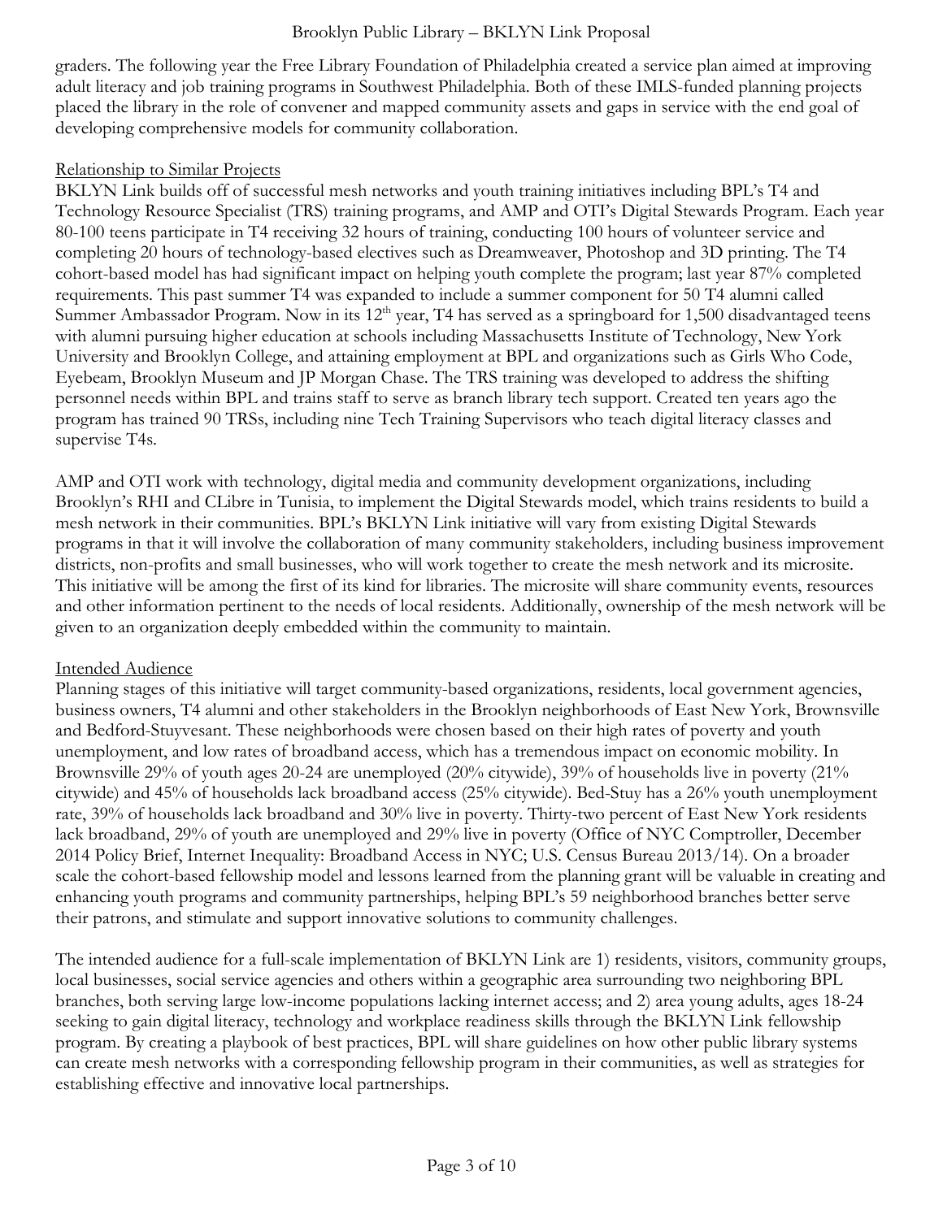graders. The following year the Free Library Foundation of Philadelphia created a service plan aimed at improving adult literacy and job training programs in Southwest Philadelphia. Both of these IMLS-funded planning projects placed the library in the role of convener and mapped community assets and gaps in service with the end goal of developing comprehensive models for community collaboration.

<u>Relationship to Similar Projects</u>

BKLYN Link builds off of successful mesh networks and youth training initiatives including BPL's T4 and Technology Resource Specialist (TRS) training programs, and AMP and OTI's Digital Stewards Program. Each year 80-100 teens participate in T4 receiving 32 hours of training, conducting 100 hours of volunteer service and completing 20 hours of technology-based electives such as Dreamweaver, Photoshop and 3D printing. The T4 cohort-based model has had significant impact on helping youth complete the program; last year 87% completed requirements. This past summer T4 was expanded to include a summer component for 50 T4 alumni called Summer Ambassador Program. Now in its 12th year, T4 has served as a springboard for 1,500 disadvantaged teens with alumni pursuing higher education at schools including Massachusetts Institute of Technology, New York University and Brooklyn College, and attaining employment at BPL and organizations such as Girls Who Code, Eyebeam, Brooklyn Museum and JP Morgan Chase. The TRS training was developed to address the shifting personnel needs within BPL and trains staff to serve as branch library tech support. Created ten years ago the program has trained 90 TRSs, including nine Tech Training Supervisors who teach digital literacy classes and supervise T4s.

AMP and OTI work with technology, digital media and community development organizations, including Brooklyn's RHI and CLibre in Tunisia, to implement the Digital Stewards model, which trains residents to build a mesh network in their communities. BPL's BKLYN Link initiative will vary from existing Digital Stewards programs in that it will involve the collaboration of many community stakeholders, including business improvement districts, non-profits and small businesses, who will work together to create the mesh network and its microsite. This initiative will be among the first of its kind for libraries. The microsite will share community events, resources and other information pertinent to the needs of local residents. Additionally, ownership of the mesh network will be given to an organization deeply embedded within the community to maintain.

<u>Intended Audience</u>

Planning stages of this initiative will target community-based organizations, residents, local government agencies, business owners, T4 alumni and other stakeholders in the Brooklyn neighborhoods of East New York, Brownsville and Bedford-Stuyvesant. These neighborhoods were chosen based on their high rates of poverty and youth unemployment, and low rates of broadband access, which has a tremendous impact on economic mobility. In Brownsville 29% of youth ages 20-24 are unemployed (20% citywide), 39% of households live in poverty (21% citywide) and 45% of households lack broadband access (25% citywide). Bed-Stuy has a 26% youth unemployment rate, 39% of households lack broadband and 30% live in poverty. Thirty-two percent of East New York residents lack broadband, 29% of youth are unemployed and 29% live in poverty (Office of NYC Comptroller, December 2014 Policy Brief, Internet Inequality: Broadband Access in NYC; U.S. Census Bureau 2013/14). On a broader scale the cohort-based fellowship model and lessons learned from the planning grant will be valuable in creating and enhancing youth programs and community partnerships, helping BPL's 59 neighborhood branches better serve their patrons, and stimulate and support innovative solutions to community challenges.

The intended audience for a full-scale implementation of BKLYN Link are 1) residents, visitors, community groups, local businesses, social service agencies and others within a geographic area surrounding two neighboring BPL branches, both serving large low-income populations lacking internet access; and 2) area young adults, ages 18-24 seeking to gain digital literacy, technology and workplace readiness skills through the BKLYN Link fellowship program. By creating a playbook of best practices, BPL will share guidelines on how other public library systems can create mesh networks with a corresponding fellowship program in their communities, as well as strategies for establishing effective and innovative local partnerships.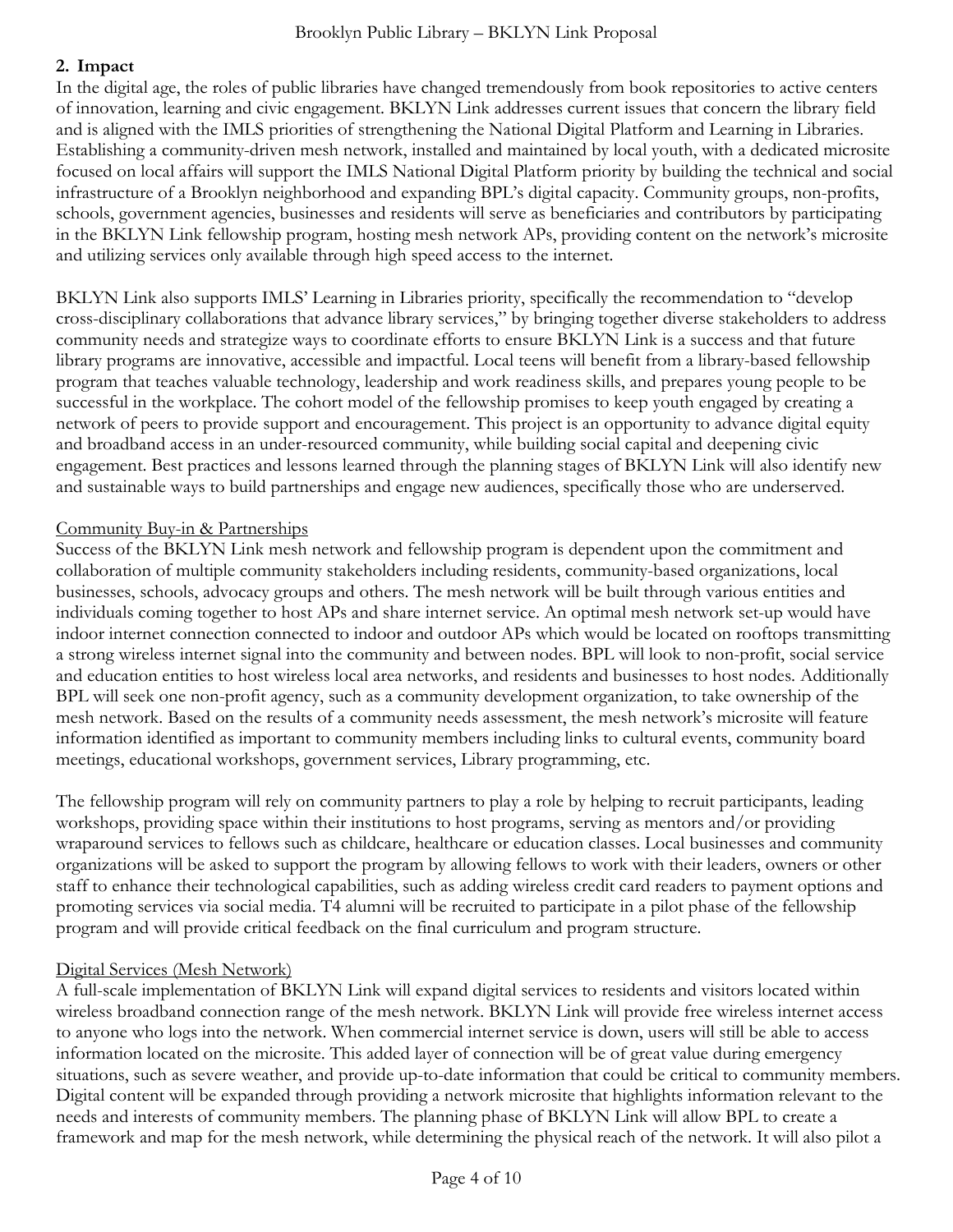## 2. Impact

In the digital age, the roles of public libraries have changed tremendously from book repositories to active centers of innovation, learning and civic engagement. BKLYN Link addresses current issues that concern the library field and is aligned with the IMLS priorities of strengthening the National Digital Platform and Learning in Libraries. Establishing a community-driven mesh network, installed and maintained by local youth, with a dedicated microsite focused on local affairs will support the IMLS National Digital Platform priority by building the technical and social infrastructure of a Brooklyn neighborhood and expanding BPL's digital capacity. Community groups, non-profits, schools, government agencies, businesses and residents will serve as beneficiaries and contributors by participating in the BKLYN Link fellowship program, hosting mesh network APs, providing content on the network's microsite and utilizing services only available through high speed access to the internet.

BKLYN Link also supports IMLS' Learning in Libraries priority, specifically the recommendation to "develop cross-disciplinary collaborations that advance library services," by bringing together diverse stakeholders to address community needs and strategize ways to coordinate efforts to ensure BKLYN Link is a success and that future library programs are innovative, accessible and impactful. Local teens will benefit from a library-based fellowship program that teaches valuable technology, leadership and work readiness skills, and prepares young people to be successful in the workplace. The cohort model of the fellowship promises to keep youth engaged by creating a network of peers to provide support and encouragement. This project is an opportunity to advance digital equity and broadband access in an under-resourced community, while building social capital and deepening civic engagement. Best practices and lessons learned through the planning stages of BKLYN Link will also identify new and sustainable ways to build partnerships and engage new audiences, specifically those who are underserved.

### Community Buy-in & Partnerships

Success of the BKLYN Link mesh network and fellowship program is dependent upon the commitment and collaboration of multiple community stakeholders including residents, community-based organizations, local businesses, schools, advocacy groups and others. The mesh network will be built through various entities and individuals coming together to host APs and share internet service. An optimal mesh network set-up would have indoor internet connection connected to indoor and outdoor APs which would be located on rooftops transmitting a strong wireless internet signal into the community and between nodes. BPL will look to non-profit, social service and education entities to host wireless local area networks, and residents and businesses to host nodes. Additionally BPL will seek one non-profit agency, such as a community development organization, to take ownership of the mesh network. Based on the results of a community needs assessment, the mesh network's microsite will feature information identified as important to community members including links to cultural events, community board meetings, educational workshops, government services, Library programming, etc.

The fellowship program will rely on community partners to play a role by helping to recruit participants, leading workshops, providing space within their institutions to host programs, serving as mentors and/or providing wraparound services to fellows such as childcare, healthcare or education classes. Local businesses and community organizations will be asked to support the program by allowing fellows to work with their leaders, owners or other staff to enhance their technological capabilities, such as adding wireless credit card readers to payment options and promoting services via social media. T4 alumni will be recruited to participate in a pilot phase of the fellowship program and will provide critical feedback on the final curriculum and program structure.

### Digital Services (Mesh Network)

A full-scale implementation of BKLYN Link will expand digital services to residents and visitors located within wireless broadband connection range of the mesh network. BKLYN Link will provide free wireless internet access to anyone who logs into the network. When commercial internet service is down, users will still be able to access information located on the microsite. This added layer of connection will be of great value during emergency situations, such as severe weather, and provide up-to-date information that could be critical to community members. Digital content will be expanded through providing a network microsite that highlights information relevant to the needs and interests of community members. The planning phase of BKLYN Link will allow BPL to create a framework and map for the mesh network, while determining the physical reach of the network. It will also pilot a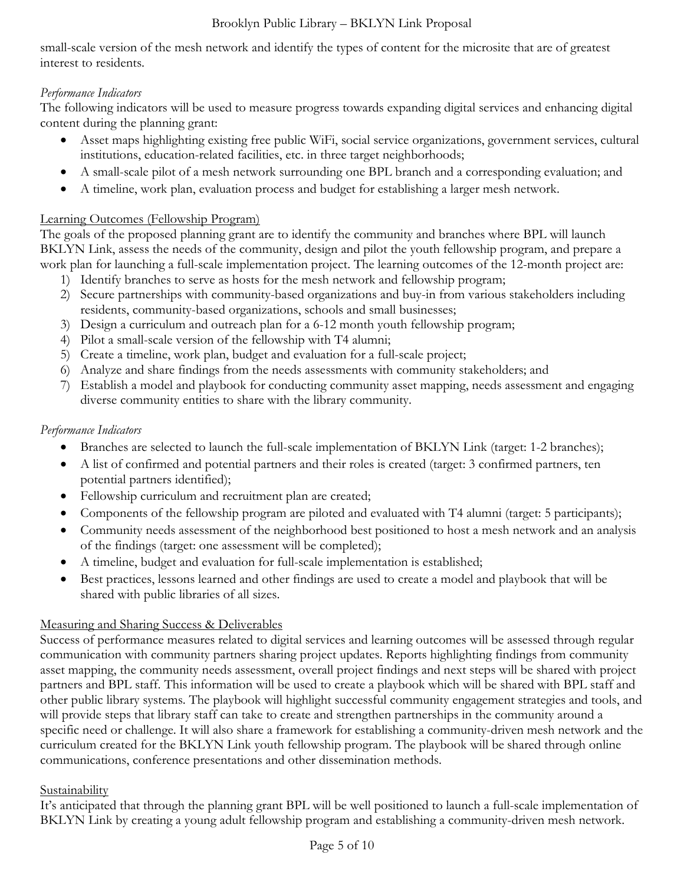small-scale version of the mesh network and identify the types of content for the microsite that are of greatest interest to residents.

*Performance Indicators*

The following indicators will be used to measure progress towards expanding digital services and enhancing digital content during the planning grant:

- Asset maps highlighting existing free public WiFi, social service organizations, government services, cultural institutions, education-related facilities, etc. in three target neighborhoods;
- A small-scale pilot of a mesh network surrounding one BPL branch and a corresponding evaluation; and
- A timeline, work plan, evaluation process and budget for establishing a larger mesh network.

<u>Learning Outcomes (Fellowship Program)</u>

The goals of the proposed planning grant are to identify the community and branches where BPL will launch BKLYN Link, assess the needs of the community, design and pilot the youth fellowship program, and prepare a work plan for launching a full-scale implementation project. The learning outcomes of the 12-month project are:

1) Identify branches to serve as hosts for the mesh network and fellowship program;
2) Secure partnerships with community-based organizations and buy-in from various stakeholders including residents, community-based organizations, schools and small businesses;
3) Design a curriculum and outreach plan for a 6-12 month youth fellowship program;
4) Pilot a small-scale version of the fellowship with T4 alumni;
5) Create a timeline, work plan, budget and evaluation for a full-scale project;
6) Analyze and share findings from the needs assessments with community stakeholders; and
7) Establish a model and playbook for conducting community asset mapping, needs assessment and engaging diverse community entities to share with the library community.

*Performance Indicators*

- Branches are selected to launch the full-scale implementation of BKLYN Link (target: 1-2 branches);
- A list of confirmed and potential partners and their roles is created (target: 3 confirmed partners, ten potential partners identified);
- Fellowship curriculum and recruitment plan are created;
- Components of the fellowship program are piloted and evaluated with T4 alumni (target: 5 participants);
- Community needs assessment of the neighborhood best positioned to host a mesh network and an analysis of the findings (target: one assessment will be completed);
- A timeline, budget and evaluation for full-scale implementation is established;
- Best practices, lessons learned and other findings are used to create a model and playbook that will be shared with public libraries of all sizes.

<u>Measuring and Sharing Success & Deliverables</u>

Success of performance measures related to digital services and learning outcomes will be assessed through regular communication with community partners sharing project updates. Reports highlighting findings from community asset mapping, the community needs assessment, overall project findings and next steps will be shared with project partners and BPL staff. This information will be used to create a playbook which will be shared with BPL staff and other public library systems. The playbook will highlight successful community engagement strategies and tools, and will provide steps that library staff can take to create and strengthen partnerships in the community around a specific need or challenge. It will also share a framework for establishing a community-driven mesh network and the curriculum created for the BKLYN Link youth fellowship program. The playbook will be shared through online communications, conference presentations and other dissemination methods.

<u>Sustainability</u>

It's anticipated that through the planning grant BPL will be well positioned to launch a full-scale implementation of BKLYN Link by creating a young adult fellowship program and establishing a community-driven mesh network.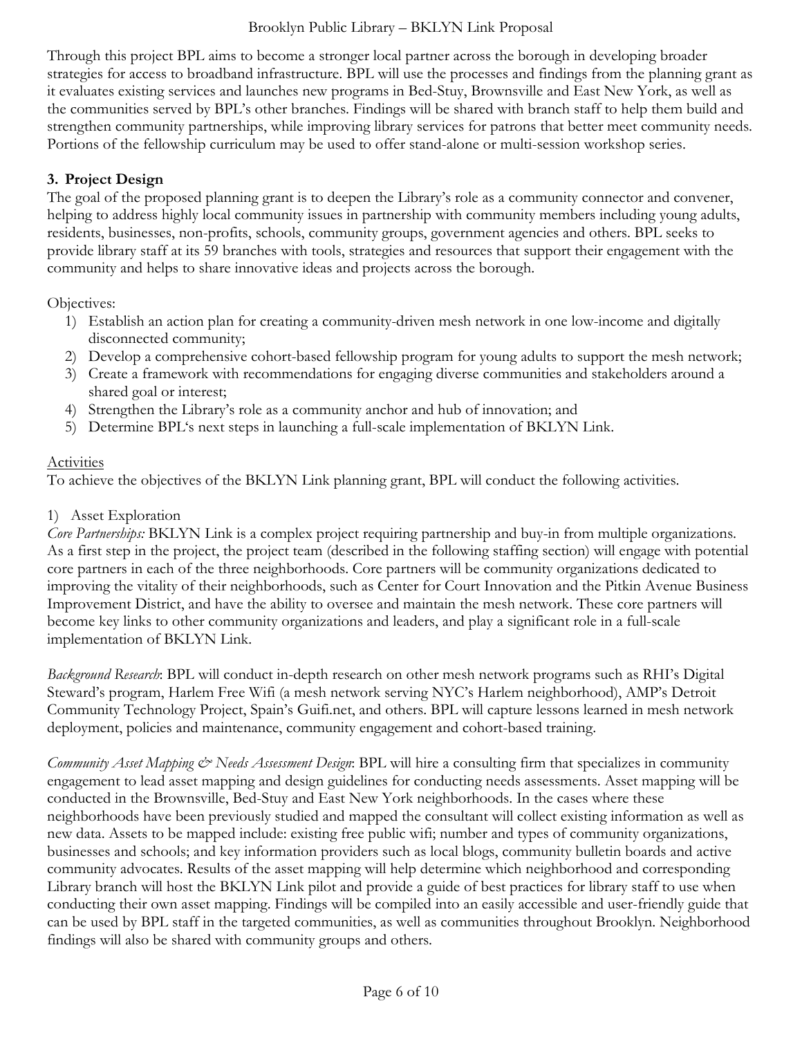Through this project BPL aims to become a stronger local partner across the borough in developing broader strategies for access to broadband infrastructure. BPL will use the processes and findings from the planning grant as it evaluates existing services and launches new programs in Bed-Stuy, Brownsville and East New York, as well as the communities served by BPL's other branches. Findings will be shared with branch staff to help them build and strengthen community partnerships, while improving library services for patrons that better meet community needs. Portions of the fellowship curriculum may be used to offer stand-alone or multi-session workshop series.

## 3. Project Design

The goal of the proposed planning grant is to deepen the Library's role as a community connector and convener, helping to address highly local community issues in partnership with community members including young adults, residents, businesses, non-profits, schools, community groups, government agencies and others. BPL seeks to provide library staff at its 59 branches with tools, strategies and resources that support their engagement with the community and helps to share innovative ideas and projects across the borough.

Objectives:

1) Establish an action plan for creating a community-driven mesh network in one low-income and digitally disconnected community;
2) Develop a comprehensive cohort-based fellowship program for young adults to support the mesh network;
3) Create a framework with recommendations for engaging diverse communities and stakeholders around a shared goal or interest;
4) Strengthen the Library's role as a community anchor and hub of innovation; and
5) Determine BPL's next steps in launching a full-scale implementation of BKLYN Link.

<u>Activities</u>

To achieve the objectives of the BKLYN Link planning grant, BPL will conduct the following activities.

1) Asset Exploration

*Core Partnerships:* BKLYN Link is a complex project requiring partnership and buy-in from multiple organizations. As a first step in the project, the project team (described in the following staffing section) will engage with potential core partners in each of the three neighborhoods. Core partners will be community organizations dedicated to improving the vitality of their neighborhoods, such as Center for Court Innovation and the Pitkin Avenue Business Improvement District, and have the ability to oversee and maintain the mesh network. These core partners will become key links to other community organizations and leaders, and play a significant role in a full-scale implementation of BKLYN Link.

*Background Research*: BPL will conduct in-depth research on other mesh network programs such as RHI's Digital Steward's program, Harlem Free Wifi (a mesh network serving NYC's Harlem neighborhood), AMP's Detroit Community Technology Project, Spain's Guifi.net, and others. BPL will capture lessons learned in mesh network deployment, policies and maintenance, community engagement and cohort-based training.

*Community Asset Mapping & Needs Assessment Design*: BPL will hire a consulting firm that specializes in community engagement to lead asset mapping and design guidelines for conducting needs assessments. Asset mapping will be conducted in the Brownsville, Bed-Stuy and East New York neighborhoods. In the cases where these neighborhoods have been previously studied and mapped the consultant will collect existing information as well as new data. Assets to be mapped include: existing free public wifi; number and types of community organizations, businesses and schools; and key information providers such as local blogs, community bulletin boards and active community advocates. Results of the asset mapping will help determine which neighborhood and corresponding Library branch will host the BKLYN Link pilot and provide a guide of best practices for library staff to use when conducting their own asset mapping. Findings will be compiled into an easily accessible and user-friendly guide that can be used by BPL staff in the targeted communities, as well as communities throughout Brooklyn. Neighborhood findings will also be shared with community groups and others.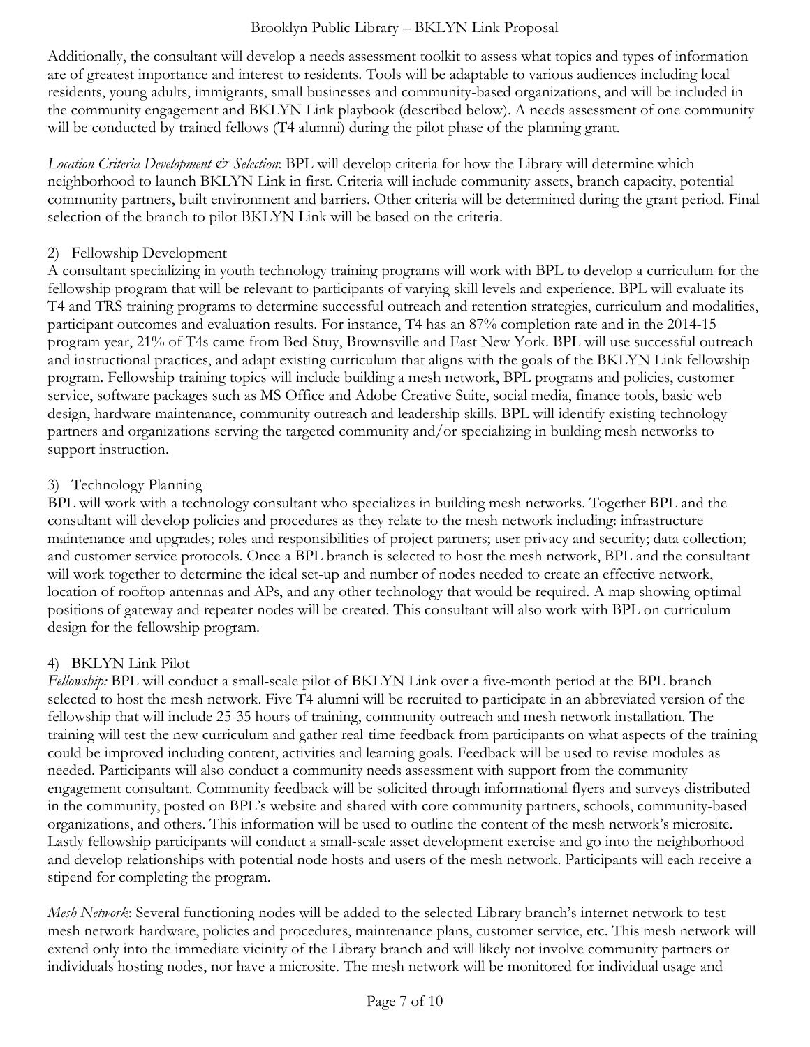Additionally, the consultant will develop a needs assessment toolkit to assess what topics and types of information are of greatest importance and interest to residents. Tools will be adaptable to various audiences including local residents, young adults, immigrants, small businesses and community-based organizations, and will be included in the community engagement and BKLYN Link playbook (described below). A needs assessment of one community will be conducted by trained fellows (T4 alumni) during the pilot phase of the planning grant.

*Location Criteria Development & Selection*: BPL will develop criteria for how the Library will determine which neighborhood to launch BKLYN Link in first. Criteria will include community assets, branch capacity, potential community partners, built environment and barriers. Other criteria will be determined during the grant period. Final selection of the branch to pilot BKLYN Link will be based on the criteria.

2) Fellowship Development

A consultant specializing in youth technology training programs will work with BPL to develop a curriculum for the fellowship program that will be relevant to participants of varying skill levels and experience. BPL will evaluate its T4 and TRS training programs to determine successful outreach and retention strategies, curriculum and modalities, participant outcomes and evaluation results. For instance, T4 has an 87% completion rate and in the 2014-15 program year, 21% of T4s came from Bed-Stuy, Brownsville and East New York. BPL will use successful outreach and instructional practices, and adapt existing curriculum that aligns with the goals of the BKLYN Link fellowship program. Fellowship training topics will include building a mesh network, BPL programs and policies, customer service, software packages such as MS Office and Adobe Creative Suite, social media, finance tools, basic web design, hardware maintenance, community outreach and leadership skills. BPL will identify existing technology partners and organizations serving the targeted community and/or specializing in building mesh networks to support instruction.

3) Technology Planning

BPL will work with a technology consultant who specializes in building mesh networks. Together BPL and the consultant will develop policies and procedures as they relate to the mesh network including: infrastructure maintenance and upgrades; roles and responsibilities of project partners; user privacy and security; data collection; and customer service protocols. Once a BPL branch is selected to host the mesh network, BPL and the consultant will work together to determine the ideal set-up and number of nodes needed to create an effective network, location of rooftop antennas and APs, and any other technology that would be required. A map showing optimal positions of gateway and repeater nodes will be created. This consultant will also work with BPL on curriculum design for the fellowship program.

4) BKLYN Link Pilot

*Fellowship:* BPL will conduct a small-scale pilot of BKLYN Link over a five-month period at the BPL branch selected to host the mesh network. Five T4 alumni will be recruited to participate in an abbreviated version of the fellowship that will include 25-35 hours of training, community outreach and mesh network installation. The training will test the new curriculum and gather real-time feedback from participants on what aspects of the training could be improved including content, activities and learning goals. Feedback will be used to revise modules as needed. Participants will also conduct a community needs assessment with support from the community engagement consultant. Community feedback will be solicited through informational flyers and surveys distributed in the community, posted on BPL's website and shared with core community partners, schools, community-based organizations, and others. This information will be used to outline the content of the mesh network's microsite. Lastly fellowship participants will conduct a small-scale asset development exercise and go into the neighborhood and develop relationships with potential node hosts and users of the mesh network. Participants will each receive a stipend for completing the program.

*Mesh Network*: Several functioning nodes will be added to the selected Library branch's internet network to test mesh network hardware, policies and procedures, maintenance plans, customer service, etc. This mesh network will extend only into the immediate vicinity of the Library branch and will likely not involve community partners or individuals hosting nodes, nor have a microsite. The mesh network will be monitored for individual usage and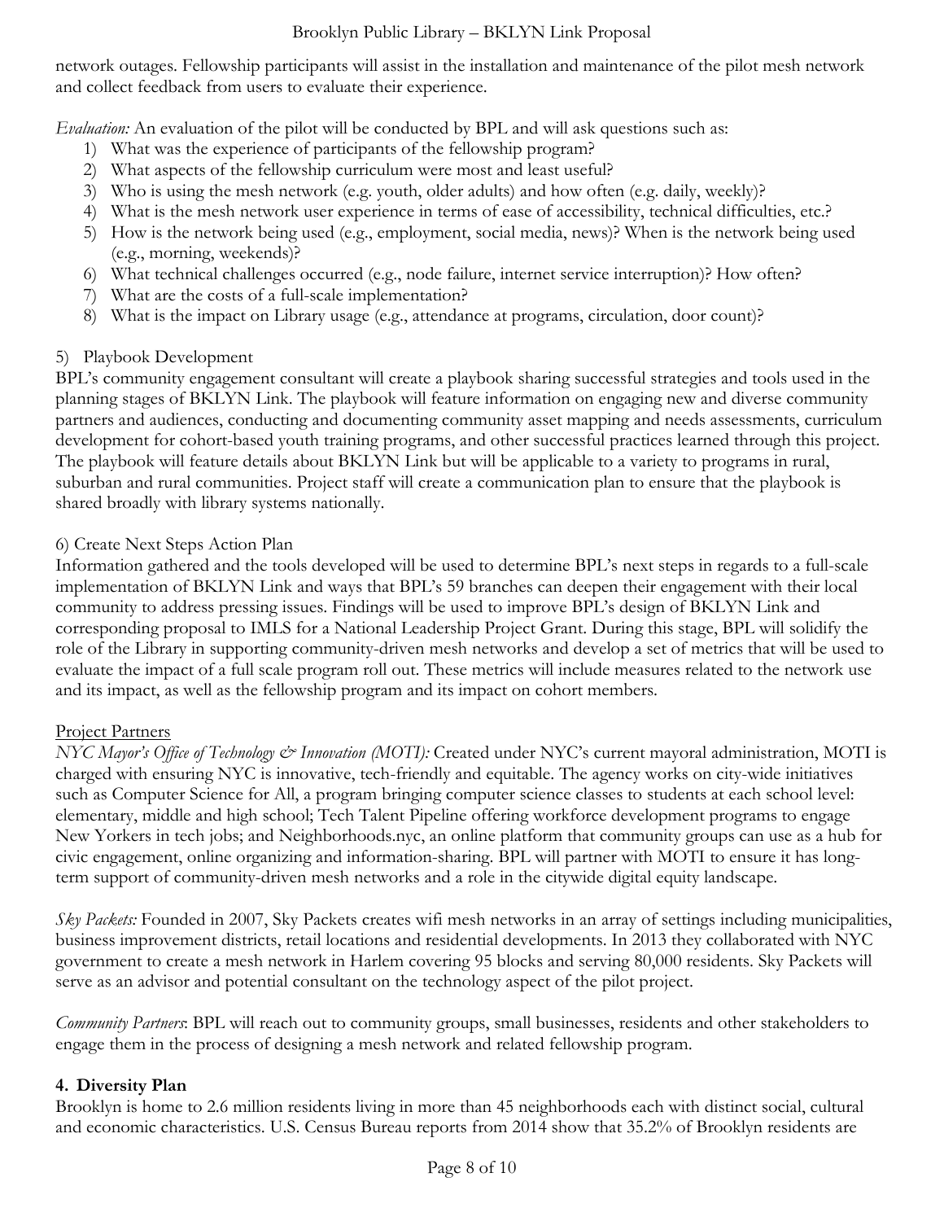network outages. Fellowship participants will assist in the installation and maintenance of the pilot mesh network and collect feedback from users to evaluate their experience.

*Evaluation:* An evaluation of the pilot will be conducted by BPL and will ask questions such as:

1) What was the experience of participants of the fellowship program?
2) What aspects of the fellowship curriculum were most and least useful?
3) Who is using the mesh network (e.g. youth, older adults) and how often (e.g. daily, weekly)?
4) What is the mesh network user experience in terms of ease of accessibility, technical difficulties, etc.?
5) How is the network being used (e.g., employment, social media, news)? When is the network being used (e.g., morning, weekends)?
6) What technical challenges occurred (e.g., node failure, internet service interruption)? How often?
7) What are the costs of a full-scale implementation?
8) What is the impact on Library usage (e.g., attendance at programs, circulation, door count)?

5) Playbook Development

BPL's community engagement consultant will create a playbook sharing successful strategies and tools used in the planning stages of BKLYN Link. The playbook will feature information on engaging new and diverse community partners and audiences, conducting and documenting community asset mapping and needs assessments, curriculum development for cohort-based youth training programs, and other successful practices learned through this project. The playbook will feature details about BKLYN Link but will be applicable to a variety to programs in rural, suburban and rural communities. Project staff will create a communication plan to ensure that the playbook is shared broadly with library systems nationally.

6) Create Next Steps Action Plan

Information gathered and the tools developed will be used to determine BPL's next steps in regards to a full-scale implementation of BKLYN Link and ways that BPL's 59 branches can deepen their engagement with their local community to address pressing issues. Findings will be used to improve BPL's design of BKLYN Link and corresponding proposal to IMLS for a National Leadership Project Grant. During this stage, BPL will solidify the role of the Library in supporting community-driven mesh networks and develop a set of metrics that will be used to evaluate the impact of a full scale program roll out. These metrics will include measures related to the network use and its impact, as well as the fellowship program and its impact on cohort members.

Project Partners

*NYC Mayor's Office of Technology & Innovation (MOTI):* Created under NYC's current mayoral administration, MOTI is charged with ensuring NYC is innovative, tech-friendly and equitable. The agency works on city-wide initiatives such as Computer Science for All, a program bringing computer science classes to students at each school level: elementary, middle and high school; Tech Talent Pipeline offering workforce development programs to engage New Yorkers in tech jobs; and Neighborhoods.nyc, an online platform that community groups can use as a hub for civic engagement, online organizing and information-sharing. BPL will partner with MOTI to ensure it has long-term support of community-driven mesh networks and a role in the citywide digital equity landscape.

*Sky Packets:* Founded in 2007, Sky Packets creates wifi mesh networks in an array of settings including municipalities, business improvement districts, retail locations and residential developments. In 2013 they collaborated with NYC government to create a mesh network in Harlem covering 95 blocks and serving 80,000 residents. Sky Packets will serve as an advisor and potential consultant on the technology aspect of the pilot project.

*Community Partners*: BPL will reach out to community groups, small businesses, residents and other stakeholders to engage them in the process of designing a mesh network and related fellowship program.

## 4. Diversity Plan

Brooklyn is home to 2.6 million residents living in more than 45 neighborhoods each with distinct social, cultural and economic characteristics. U.S. Census Bureau reports from 2014 show that 35.2% of Brooklyn residents are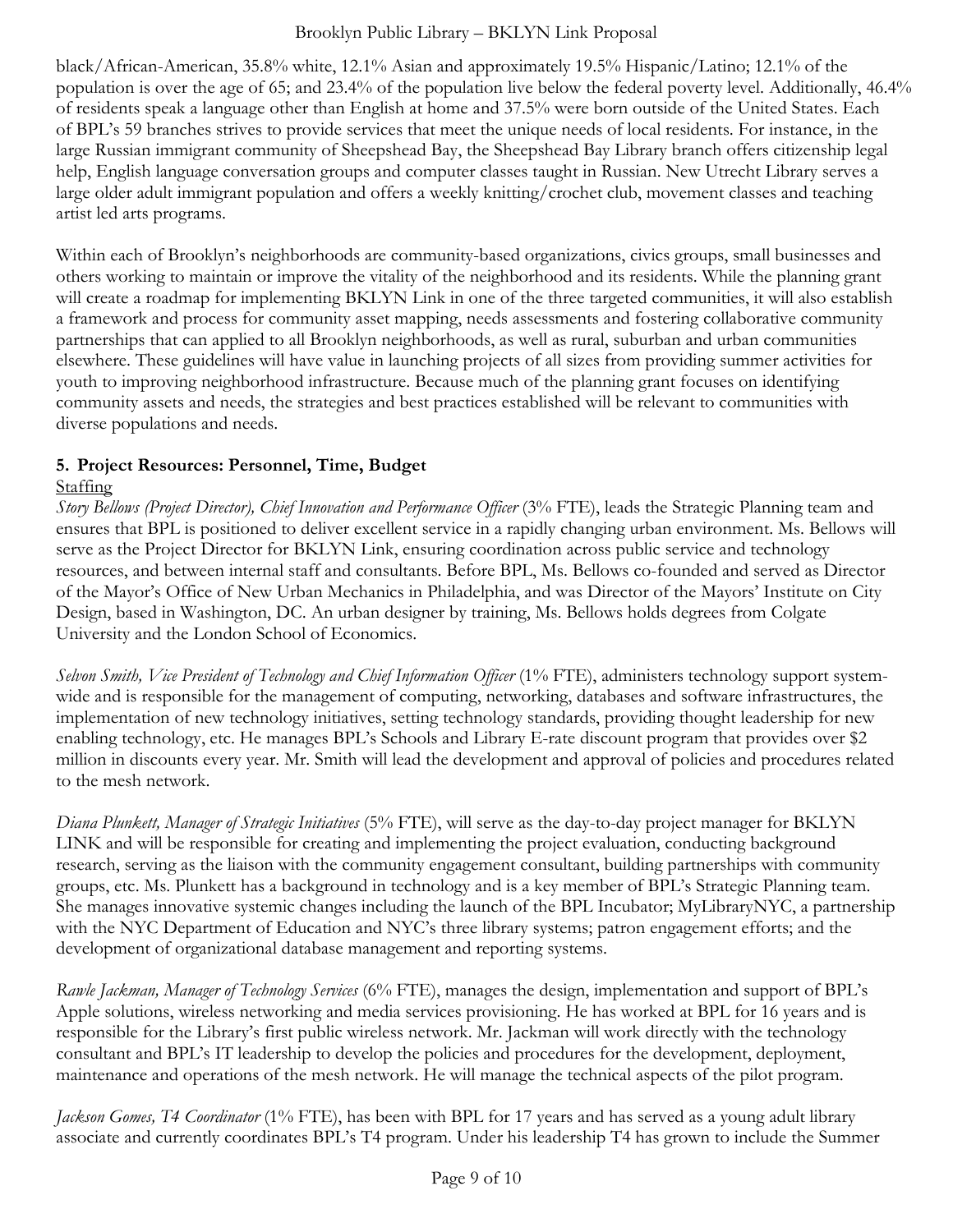black/African-American, 35.8% white, 12.1% Asian and approximately 19.5% Hispanic/Latino; 12.1% of the population is over the age of 65; and 23.4% of the population live below the federal poverty level. Additionally, 46.4% of residents speak a language other than English at home and 37.5% were born outside of the United States. Each of BPL's 59 branches strives to provide services that meet the unique needs of local residents. For instance, in the large Russian immigrant community of Sheepshead Bay, the Sheepshead Bay Library branch offers citizenship legal help, English language conversation groups and computer classes taught in Russian. New Utrecht Library serves a large older adult immigrant population and offers a weekly knitting/crochet club, movement classes and teaching artist led arts programs.

Within each of Brooklyn's neighborhoods are community-based organizations, civics groups, small businesses and others working to maintain or improve the vitality of the neighborhood and its residents. While the planning grant will create a roadmap for implementing BKLYN Link in one of the three targeted communities, it will also establish a framework and process for community asset mapping, needs assessments and fostering collaborative community partnerships that can applied to all Brooklyn neighborhoods, as well as rural, suburban and urban communities elsewhere. These guidelines will have value in launching projects of all sizes from providing summer activities for youth to improving neighborhood infrastructure. Because much of the planning grant focuses on identifying community assets and needs, the strategies and best practices established will be relevant to communities with diverse populations and needs.

## 5. Project Resources: Personnel, Time, Budget

Staffing

*Story Bellows (Project Director), Chief Innovation and Performance Officer* (3% FTE), leads the Strategic Planning team and ensures that BPL is positioned to deliver excellent service in a rapidly changing urban environment. Ms. Bellows will serve as the Project Director for BKLYN Link, ensuring coordination across public service and technology resources, and between internal staff and consultants. Before BPL, Ms. Bellows co-founded and served as Director of the Mayor's Office of New Urban Mechanics in Philadelphia, and was Director of the Mayors' Institute on City Design, based in Washington, DC. An urban designer by training, Ms. Bellows holds degrees from Colgate University and the London School of Economics.

*Selvon Smith, Vice President of Technology and Chief Information Officer* (1% FTE), administers technology support system-wide and is responsible for the management of computing, networking, databases and software infrastructures, the implementation of new technology initiatives, setting technology standards, providing thought leadership for new enabling technology, etc. He manages BPL's Schools and Library E-rate discount program that provides over $2 million in discounts every year. Mr. Smith will lead the development and approval of policies and procedures related to the mesh network.

*Diana Plunkett, Manager of Strategic Initiatives* (5% FTE), will serve as the day-to-day project manager for BKLYN LINK and will be responsible for creating and implementing the project evaluation, conducting background research, serving as the liaison with the community engagement consultant, building partnerships with community groups, etc. Ms. Plunkett has a background in technology and is a key member of BPL's Strategic Planning team. She manages innovative systemic changes including the launch of the BPL Incubator; MyLibraryNYC, a partnership with the NYC Department of Education and NYC's three library systems; patron engagement efforts; and the development of organizational database management and reporting systems.

*Rawle Jackman, Manager of Technology Services* (6% FTE), manages the design, implementation and support of BPL's Apple solutions, wireless networking and media services provisioning. He has worked at BPL for 16 years and is responsible for the Library's first public wireless network. Mr. Jackman will work directly with the technology consultant and BPL's IT leadership to develop the policies and procedures for the development, deployment, maintenance and operations of the mesh network. He will manage the technical aspects of the pilot program.

*Jackson Gomes, T4 Coordinator* (1% FTE), has been with BPL for 17 years and has served as a young adult library associate and currently coordinates BPL's T4 program. Under his leadership T4 has grown to include the Summer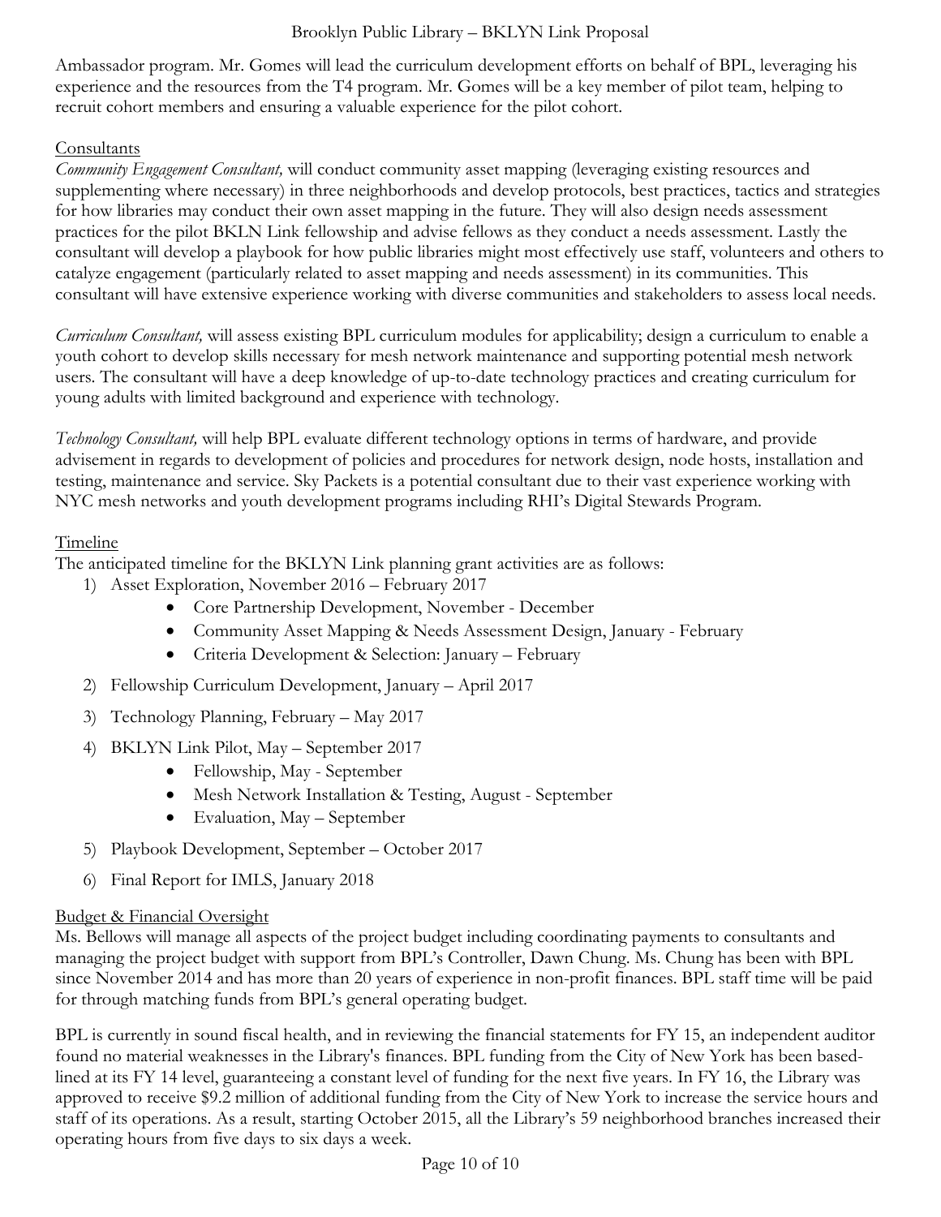Ambassador program. Mr. Gomes will lead the curriculum development efforts on behalf of BPL, leveraging his experience and the resources from the T4 program. Mr. Gomes will be a key member of pilot team, helping to recruit cohort members and ensuring a valuable experience for the pilot cohort.

## Consultants

*Community Engagement Consultant,* will conduct community asset mapping (leveraging existing resources and supplementing where necessary) in three neighborhoods and develop protocols, best practices, tactics and strategies for how libraries may conduct their own asset mapping in the future. They will also design needs assessment practices for the pilot BKLN Link fellowship and advise fellows as they conduct a needs assessment. Lastly the consultant will develop a playbook for how public libraries might most effectively use staff, volunteers and others to catalyze engagement (particularly related to asset mapping and needs assessment) in its communities. This consultant will have extensive experience working with diverse communities and stakeholders to assess local needs.

*Curriculum Consultant,* will assess existing BPL curriculum modules for applicability; design a curriculum to enable a youth cohort to develop skills necessary for mesh network maintenance and supporting potential mesh network users. The consultant will have a deep knowledge of up-to-date technology practices and creating curriculum for young adults with limited background and experience with technology.

*Technology Consultant,* will help BPL evaluate different technology options in terms of hardware, and provide advisement in regards to development of policies and procedures for network design, node hosts, installation and testing, maintenance and service. Sky Packets is a potential consultant due to their vast experience working with NYC mesh networks and youth development programs including RHI's Digital Stewards Program.

## Timeline

The anticipated timeline for the BKLYN Link planning grant activities are as follows:

1) Asset Exploration, November 2016 – February 2017
   - Core Partnership Development, November - December
   - Community Asset Mapping & Needs Assessment Design, January - February
   - Criteria Development & Selection: January – February
2) Fellowship Curriculum Development, January – April 2017
3) Technology Planning, February – May 2017
4) BKLYN Link Pilot, May – September 2017
   - Fellowship, May - September
   - Mesh Network Installation & Testing, August - September
   - Evaluation, May – September
5) Playbook Development, September – October 2017
6) Final Report for IMLS, January 2018

## Budget & Financial Oversight

Ms. Bellows will manage all aspects of the project budget including coordinating payments to consultants and managing the project budget with support from BPL's Controller, Dawn Chung. Ms. Chung has been with BPL since November 2014 and has more than 20 years of experience in non-profit finances. BPL staff time will be paid for through matching funds from BPL's general operating budget.

BPL is currently in sound fiscal health, and in reviewing the financial statements for FY 15, an independent auditor found no material weaknesses in the Library's finances. BPL funding from the City of New York has been based-lined at its FY 14 level, guaranteeing a constant level of funding for the next five years. In FY 16, the Library was approved to receive $9.2 million of additional funding from the City of New York to increase the service hours and staff of its operations. As a result, starting October 2015, all the Library's 59 neighborhood branches increased their operating hours from five days to six days a week.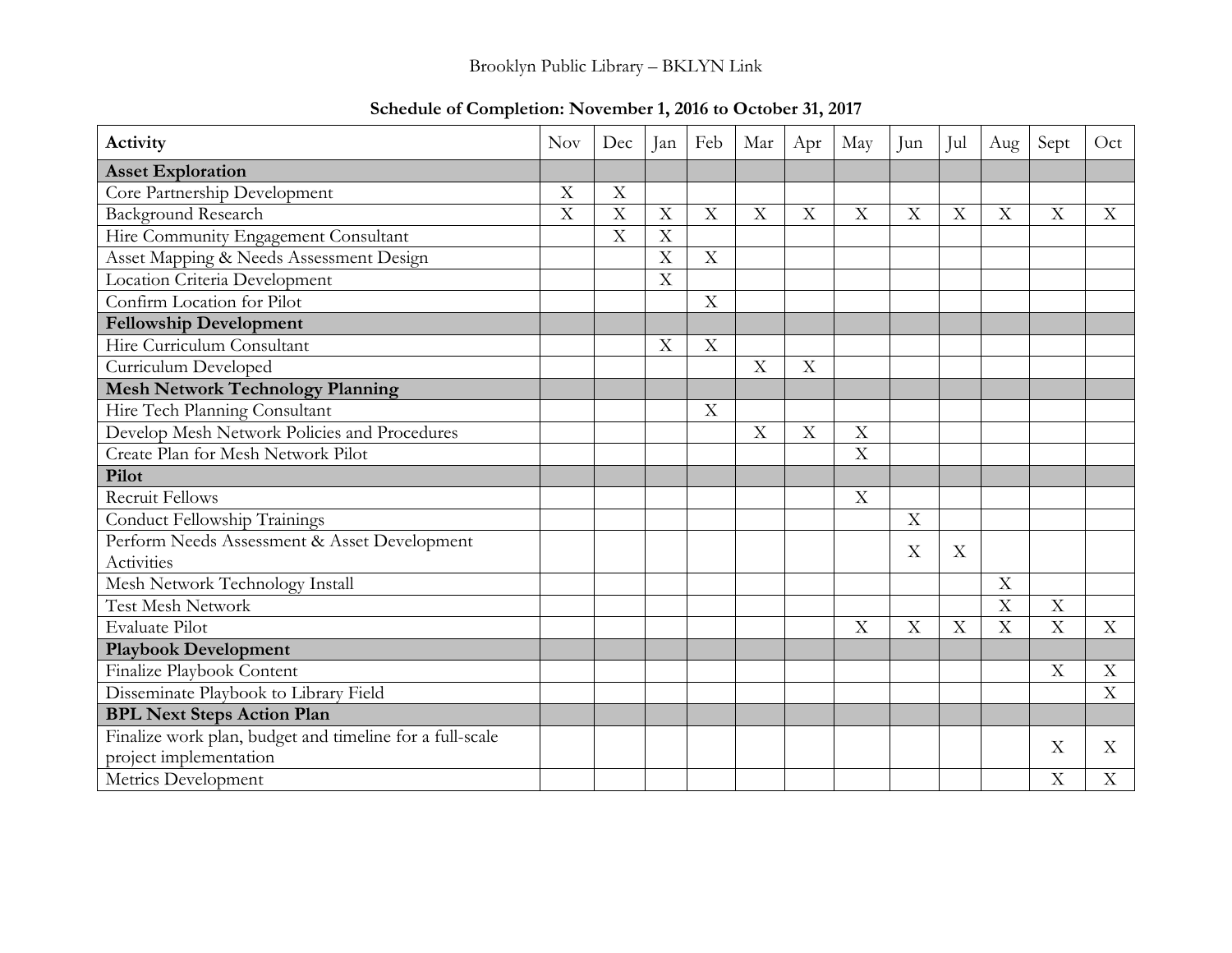Brooklyn Public Library – BKLYN Link

**Schedule of Completion: November 1, 2016 to October 31, 2017**

| Activity | Nov | Dec | Jan | Feb | Mar | Apr | May | Jun | Jul | Aug | Sept | Oct |
|---|---|---|---|---|---|---|---|---|---|---|---|---|
| **Asset Exploration** | | | | | | | | | | | | |
| Core Partnership Development | X | X | | | | | | | | | | |
| Background Research | X | X | X | X | X | X | X | X | X | X | X | X |
| Hire Community Engagement Consultant | | X | X | | | | | | | | | |
| Asset Mapping & Needs Assessment Design | | | X | X | | | | | | | | |
| Location Criteria Development | | | X | | | | | | | | | |
| Confirm Location for Pilot | | | | X | | | | | | | | |
| **Fellowship Development** | | | | | | | | | | | | |
| Hire Curriculum Consultant | | | X | X | | | | | | | | |
| Curriculum Developed | | | | | X | X | | | | | | |
| **Mesh Network Technology Planning** | | | | | | | | | | | | |
| Hire Tech Planning Consultant | | | | X | | | | | | | | |
| Develop Mesh Network Policies and Procedures | | | | | X | X | X | | | | | |
| Create Plan for Mesh Network Pilot | | | | | | | X | | | | | |
| **Pilot** | | | | | | | | | | | | |
| Recruit Fellows | | | | | | | X | | | | | |
| Conduct Fellowship Trainings | | | | | | | | X | | | | |
| Perform Needs Assessment & Asset Development Activities | | | | | | | | X | X | | | |
| Mesh Network Technology Install | | | | | | | | | | X | | |
| Test Mesh Network | | | | | | | | | | X | X | |
| Evaluate Pilot | | | | | | | X | X | X | X | X | X |
| **Playbook Development** | | | | | | | | | | | | |
| Finalize Playbook Content | | | | | | | | | | | X | X |
| Disseminate Playbook to Library Field | | | | | | | | | | | | X |
| **BPL Next Steps Action Plan** | | | | | | | | | | | | |
| Finalize work plan, budget and timeline for a full-scale project implementation | | | | | | | | | | | X | X |
| Metrics Development | | | | | | | | | | | X | X |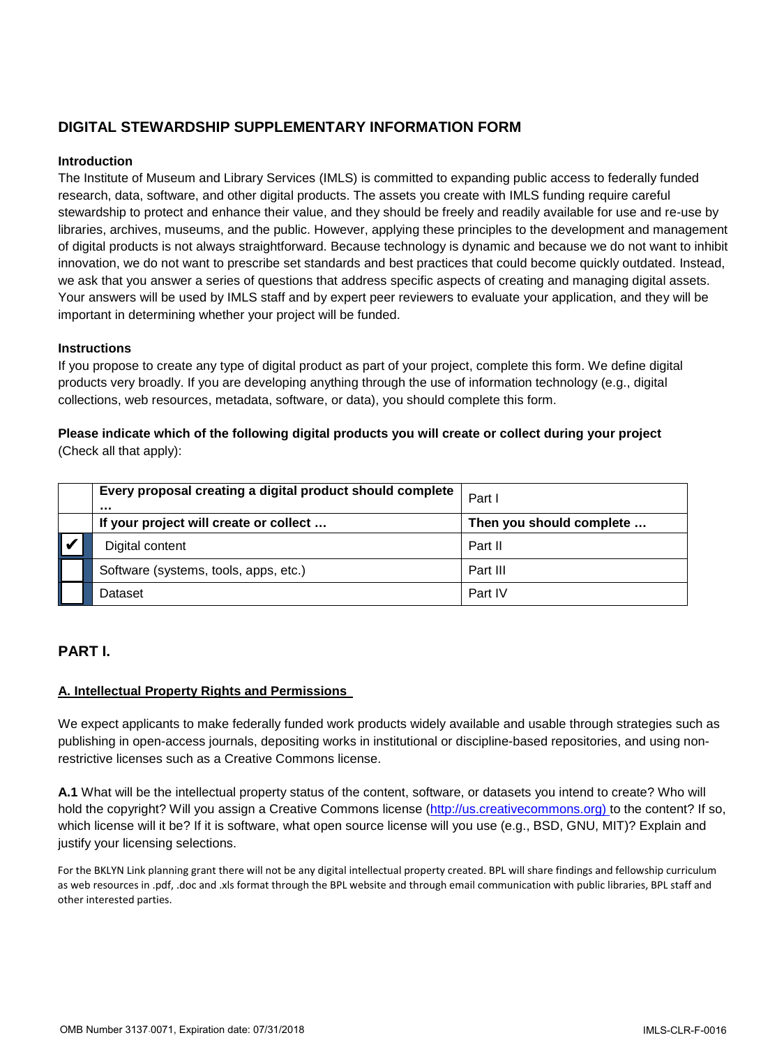## DIGITAL STEWARDSHIP SUPPLEMENTARY INFORMATION FORM

**Introduction**

The Institute of Museum and Library Services (IMLS) is committed to expanding public access to federally funded research, data, software, and other digital products. The assets you create with IMLS funding require careful stewardship to protect and enhance their value, and they should be freely and readily available for use and re-use by libraries, archives, museums, and the public. However, applying these principles to the development and management of digital products is not always straightforward. Because technology is dynamic and because we do not want to inhibit innovation, we do not want to prescribe set standards and best practices that could become quickly outdated. Instead, we ask that you answer a series of questions that address specific aspects of creating and managing digital assets. Your answers will be used by IMLS staff and by expert peer reviewers to evaluate your application, and they will be important in determining whether your project will be funded.

**Instructions**

If you propose to create any type of digital product as part of your project, complete this form. We define digital products very broadly. If you are developing anything through the use of information technology (e.g., digital collections, web resources, metadata, software, or data), you should complete this form.

**Please indicate which of the following digital products you will create or collect during your project** (Check all that apply):

| | **Every proposal creating a digital product should complete …** | Part I |
|---|---|---|
| | **If your project will create or collect …** | **Then you should complete …** |
| ✔ | Digital content | Part II |
| | Software (systems, tools, apps, etc.) | Part III |
| | Dataset | Part IV |

## PART I.

**A. Intellectual Property Rights and Permissions**

We expect applicants to make federally funded work products widely available and usable through strategies such as publishing in open-access journals, depositing works in institutional or discipline-based repositories, and using non-restrictive licenses such as a Creative Commons license.

**A.1** What will be the intellectual property status of the content, software, or datasets you intend to create? Who will hold the copyright? Will you assign a Creative Commons license (http://us.creativecommons.org) to the content? If so, which license will it be? If it is software, what open source license will you use (e.g., BSD, GNU, MIT)? Explain and justify your licensing selections.

For the BKLYN Link planning grant there will not be any digital intellectual property created. BPL will share findings and fellowship curriculum as web resources in .pdf, .doc and .xls format through the BPL website and through email communication with public libraries, BPL staff and other interested parties.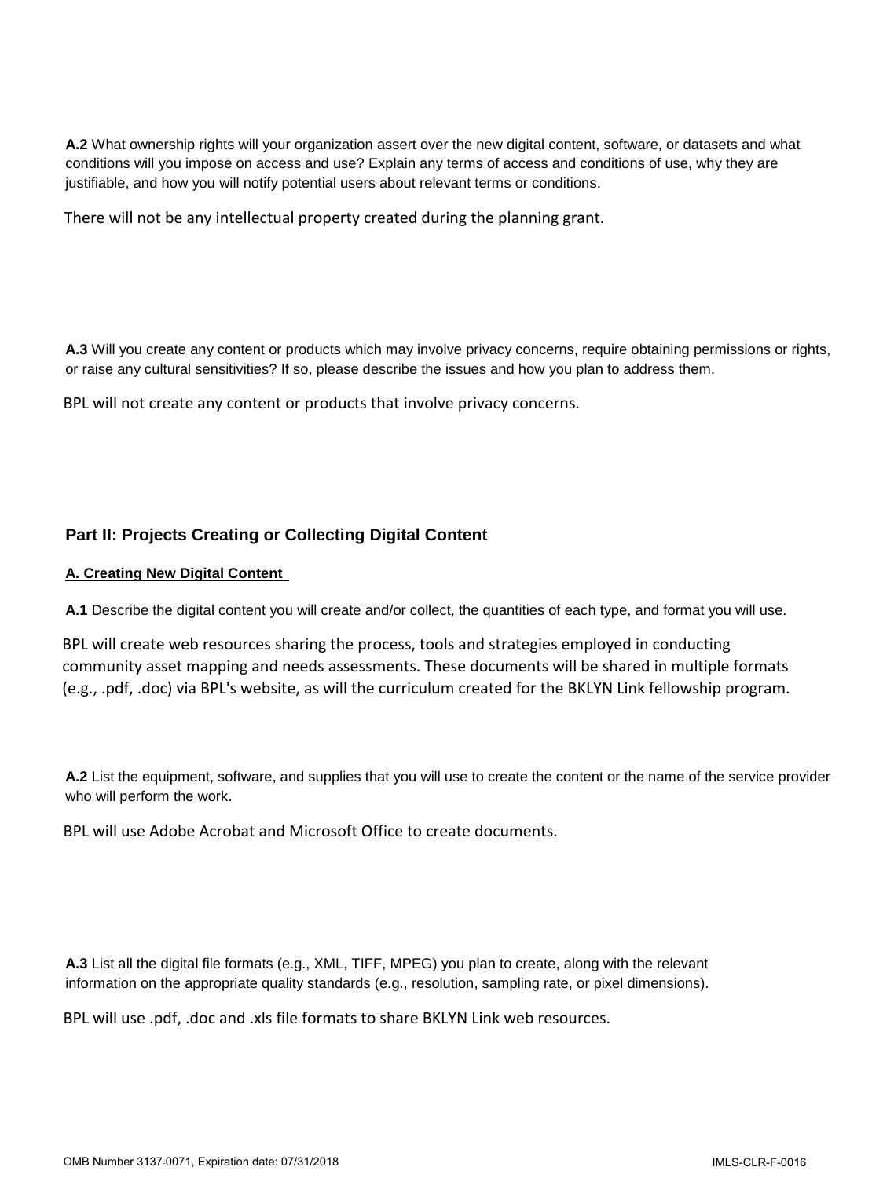**A.2** What ownership rights will your organization assert over the new digital content, software, or datasets and what conditions will you impose on access and use? Explain any terms of access and conditions of use, why they are justifiable, and how you will notify potential users about relevant terms or conditions.

There will not be any intellectual property created during the planning grant.

**A.3** Will you create any content or products which may involve privacy concerns, require obtaining permissions or rights, or raise any cultural sensitivities? If so, please describe the issues and how you plan to address them.

BPL will not create any content or products that involve privacy concerns.

## Part II: Projects Creating or Collecting Digital Content

### A. Creating New Digital Content

**A.1** Describe the digital content you will create and/or collect, the quantities of each type, and format you will use.

BPL will create web resources sharing the process, tools and strategies employed in conducting community asset mapping and needs assessments. These documents will be shared in multiple formats (e.g., .pdf, .doc) via BPL's website, as will the curriculum created for the BKLYN Link fellowship program.

**A.2** List the equipment, software, and supplies that you will use to create the content or the name of the service provider who will perform the work.

BPL will use Adobe Acrobat and Microsoft Office to create documents.

**A.3** List all the digital file formats (e.g., XML, TIFF, MPEG) you plan to create, along with the relevant information on the appropriate quality standards (e.g., resolution, sampling rate, or pixel dimensions).

BPL will use .pdf, .doc and .xls file formats to share BKLYN Link web resources.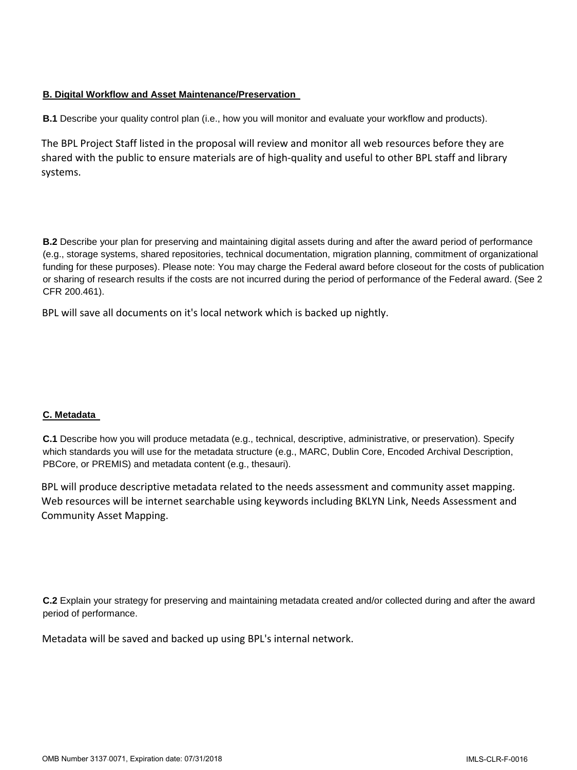## B. Digital Workflow and Asset Maintenance/Preservation

**B.1** Describe your quality control plan (i.e., how you will monitor and evaluate your workflow and products).

The BPL Project Staff listed in the proposal will review and monitor all web resources before they are shared with the public to ensure materials are of high-quality and useful to other BPL staff and library systems.

**B.2** Describe your plan for preserving and maintaining digital assets during and after the award period of performance (e.g., storage systems, shared repositories, technical documentation, migration planning, commitment of organizational funding for these purposes). Please note: You may charge the Federal award before closeout for the costs of publication or sharing of research results if the costs are not incurred during the period of performance of the Federal award. (See 2 CFR 200.461).

BPL will save all documents on it's local network which is backed up nightly.

## C. Metadata

**C.1** Describe how you will produce metadata (e.g., technical, descriptive, administrative, or preservation). Specify which standards you will use for the metadata structure (e.g., MARC, Dublin Core, Encoded Archival Description, PBCore, or PREMIS) and metadata content (e.g., thesauri).

BPL will produce descriptive metadata related to the needs assessment and community asset mapping. Web resources will be internet searchable using keywords including BKLYN Link, Needs Assessment and Community Asset Mapping.

**C.2** Explain your strategy for preserving and maintaining metadata created and/or collected during and after the award period of performance.

Metadata will be saved and backed up using BPL's internal network.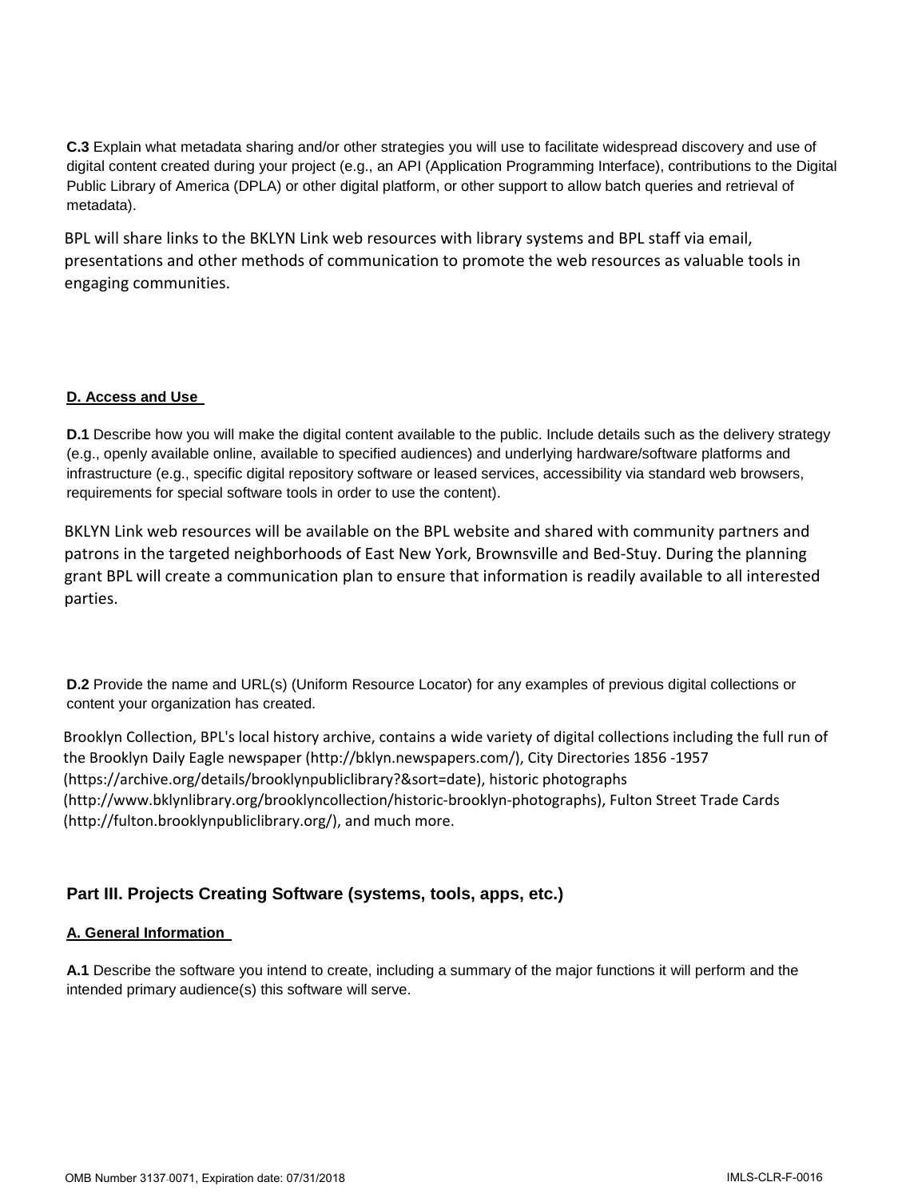**C.3** Explain what metadata sharing and/or other strategies you will use to facilitate widespread discovery and use of digital content created during your project (e.g., an API (Application Programming Interface), contributions to the Digital Public Library of America (DPLA) or other digital platform, or other support to allow batch queries and retrieval of metadata).

BPL will share links to the BKLYN Link web resources with library systems and BPL staff via email, presentations and other methods of communication to promote the web resources as valuable tools in engaging communities.

### D. Access and Use

**D.1** Describe how you will make the digital content available to the public. Include details such as the delivery strategy (e.g., openly available online, available to specified audiences) and underlying hardware/software platforms and infrastructure (e.g., specific digital repository software or leased services, accessibility via standard web browsers, requirements for special software tools in order to use the content).

BKLYN Link web resources will be available on the BPL website and shared with community partners and patrons in the targeted neighborhoods of East New York, Brownsville and Bed-Stuy. During the planning grant BPL will create a communication plan to ensure that information is readily available to all interested parties.

**D.2** Provide the name and URL(s) (Uniform Resource Locator) for any examples of previous digital collections or content your organization has created.

Brooklyn Collection, BPL's local history archive, contains a wide variety of digital collections including the full run of the Brooklyn Daily Eagle newspaper (http://bklyn.newspapers.com/), City Directories 1856 -1957 (https://archive.org/details/brooklynpubliclibrary?&sort=date), historic photographs (http://www.bklynlibrary.org/brooklyncollection/historic-brooklyn-photographs), Fulton Street Trade Cards (http://fulton.brooklynpubliclibrary.org/), and much more.

## Part III. Projects Creating Software (systems, tools, apps, etc.)

### A. General Information

**A.1** Describe the software you intend to create, including a summary of the major functions it will perform and the intended primary audience(s) this software will serve.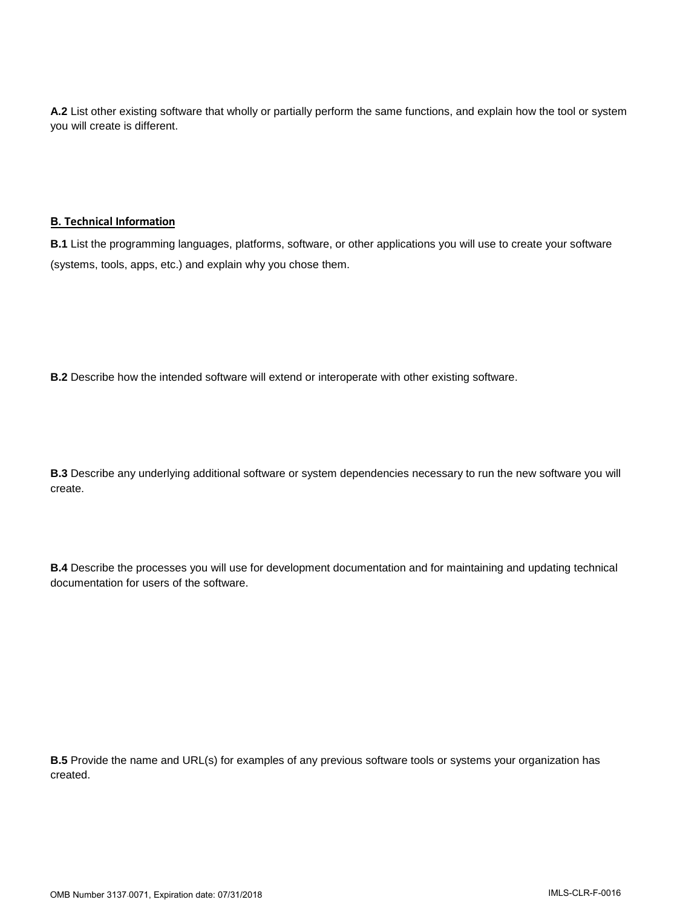**A.2** List other existing software that wholly or partially perform the same functions, and explain how the tool or system you will create is different.

## B. Technical Information

**B.1** List the programming languages, platforms, software, or other applications you will use to create your software (systems, tools, apps, etc.) and explain why you chose them.

**B.2** Describe how the intended software will extend or interoperate with other existing software.

**B.3** Describe any underlying additional software or system dependencies necessary to run the new software you will create.

**B.4** Describe the processes you will use for development documentation and for maintaining and updating technical documentation for users of the software.

**B.5** Provide the name and URL(s) for examples of any previous software tools or systems your organization has created.

OMB Number 3137-0071, Expiration date: 07/31/2018

IMLS-CLR-F-0016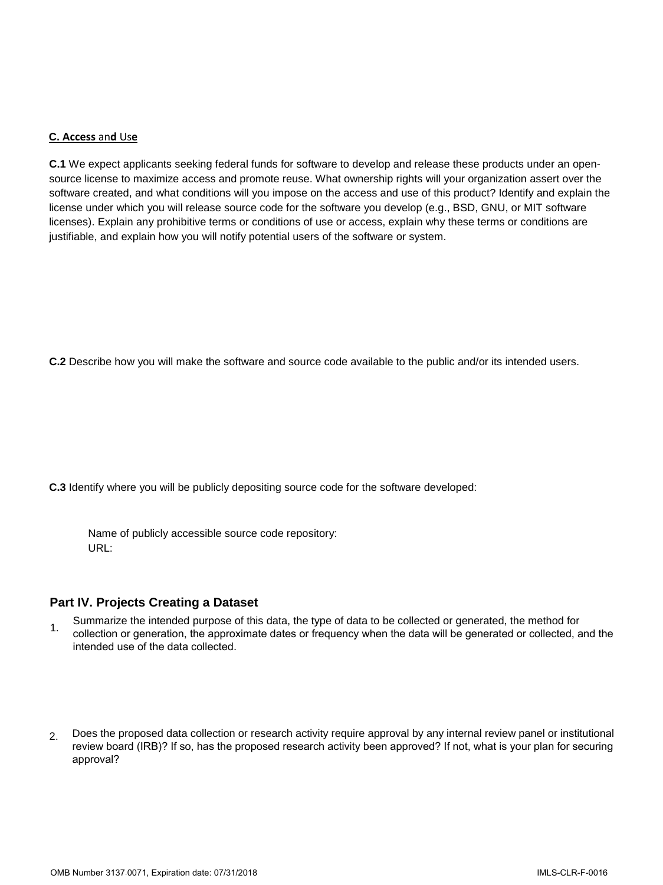### C. Access and Use

**C.1** We expect applicants seeking federal funds for software to develop and release these products under an open-source license to maximize access and promote reuse. What ownership rights will your organization assert over the software created, and what conditions will you impose on the access and use of this product? Identify and explain the license under which you will release source code for the software you develop (e.g., BSD, GNU, or MIT software licenses). Explain any prohibitive terms or conditions of use or access, explain why these terms or conditions are justifiable, and explain how you will notify potential users of the software or system.

**C.2** Describe how you will make the software and source code available to the public and/or its intended users.

**C.3** Identify where you will be publicly depositing source code for the software developed:

Name of publicly accessible source code repository:
URL:

## Part IV. Projects Creating a Dataset

1. Summarize the intended purpose of this data, the type of data to be collected or generated, the method for collection or generation, the approximate dates or frequency when the data will be generated or collected, and the intended use of the data collected.

2. Does the proposed data collection or research activity require approval by any internal review panel or institutional review board (IRB)? If so, has the proposed research activity been approved? If not, what is your plan for securing approval?

OMB Number 3137-0071, Expiration date: 07/31/2018 IMLS-CLR-F-0016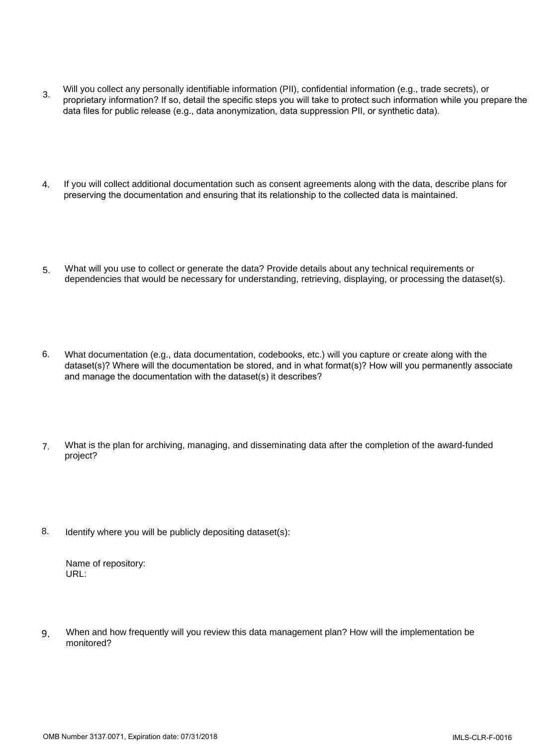3. Will you collect any personally identifiable information (PII), confidential information (e.g., trade secrets), or proprietary information? If so, detail the specific steps you will take to protect such information while you prepare the data files for public release (e.g., data anonymization, data suppression PII, or synthetic data).

4. If you will collect additional documentation such as consent agreements along with the data, describe plans for preserving the documentation and ensuring that its relationship to the collected data is maintained.

5. What will you use to collect or generate the data? Provide details about any technical requirements or dependencies that would be necessary for understanding, retrieving, displaying, or processing the dataset(s).

6. What documentation (e.g., data documentation, codebooks, etc.) will you capture or create along with the dataset(s)? Where will the documentation be stored, and in what format(s)? How will you permanently associate and manage the documentation with the dataset(s) it describes?

7. What is the plan for archiving, managing, and disseminating data after the completion of the award-funded project?

8. Identify where you will be publicly depositing dataset(s):

   Name of repository:
   URL:

9. When and how frequently will you review this data management plan? How will the implementation be monitored?

OMB Number 3137-0071, Expiration date: 07/31/2018 IMLS-CLR-F-0016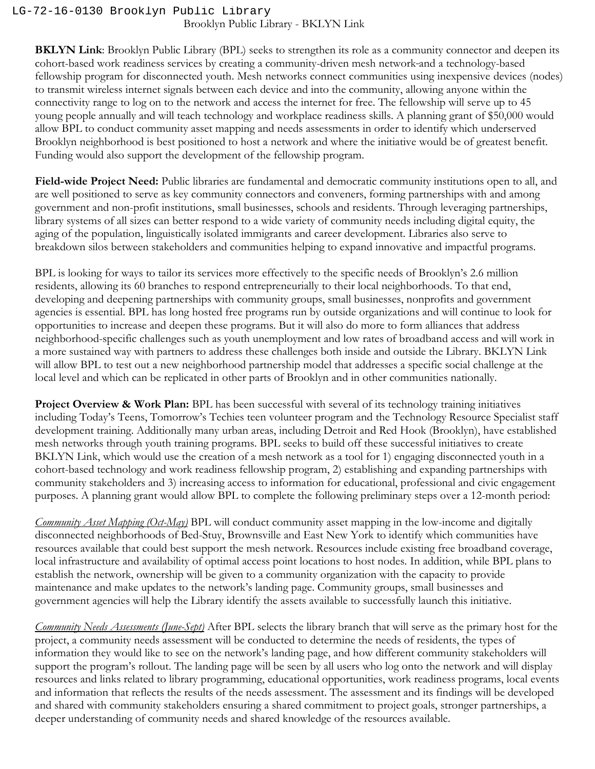LG-72-16-0130 Brooklyn Public Library

Brooklyn Public Library - BKLYN Link

**BKLYN Link**: Brooklyn Public Library (BPL) seeks to strengthen its role as a community connector and deepen its cohort-based work readiness services by creating a community-driven mesh network and a technology-based fellowship program for disconnected youth. Mesh networks connect communities using inexpensive devices (nodes) to transmit wireless internet signals between each device and into the community, allowing anyone within the connectivity range to log on to the network and access the internet for free. The fellowship will serve up to 45 young people annually and will teach technology and workplace readiness skills. A planning grant of $50,000 would allow BPL to conduct community asset mapping and needs assessments in order to identify which underserved Brooklyn neighborhood is best positioned to host a network and where the initiative would be of greatest benefit. Funding would also support the development of the fellowship program.

**Field-wide Project Need:** Public libraries are fundamental and democratic community institutions open to all, and are well positioned to serve as key community connectors and conveners, forming partnerships with and among government and non-profit institutions, small businesses, schools and residents. Through leveraging partnerships, library systems of all sizes can better respond to a wide variety of community needs including digital equity, the aging of the population, linguistically isolated immigrants and career development. Libraries also serve to breakdown silos between stakeholders and communities helping to expand innovative and impactful programs.

BPL is looking for ways to tailor its services more effectively to the specific needs of Brooklyn's 2.6 million residents, allowing its 60 branches to respond entrepreneurially to their local neighborhoods. To that end, developing and deepening partnerships with community groups, small businesses, nonprofits and government agencies is essential. BPL has long hosted free programs run by outside organizations and will continue to look for opportunities to increase and deepen these programs. But it will also do more to form alliances that address neighborhood-specific challenges such as youth unemployment and low rates of broadband access and will work in a more sustained way with partners to address these challenges both inside and outside the Library. BKLYN Link will allow BPL to test out a new neighborhood partnership model that addresses a specific social challenge at the local level and which can be replicated in other parts of Brooklyn and in other communities nationally.

**Project Overview & Work Plan:** BPL has been successful with several of its technology training initiatives including Today's Teens, Tomorrow's Techies teen volunteer program and the Technology Resource Specialist staff development training. Additionally many urban areas, including Detroit and Red Hook (Brooklyn), have established mesh networks through youth training programs. BPL seeks to build off these successful initiatives to create BKLYN Link, which would use the creation of a mesh network as a tool for 1) engaging disconnected youth in a cohort-based technology and work readiness fellowship program, 2) establishing and expanding partnerships with community stakeholders and 3) increasing access to information for educational, professional and civic engagement purposes. A planning grant would allow BPL to complete the following preliminary steps over a 12-month period:

*Community Asset Mapping (Oct-May)* BPL will conduct community asset mapping in the low-income and digitally disconnected neighborhoods of Bed-Stuy, Brownsville and East New York to identify which communities have resources available that could best support the mesh network. Resources include existing free broadband coverage, local infrastructure and availability of optimal access point locations to host nodes. In addition, while BPL plans to establish the network, ownership will be given to a community organization with the capacity to provide maintenance and make updates to the network's landing page. Community groups, small businesses and government agencies will help the Library identify the assets available to successfully launch this initiative.

*Community Needs Assessments (June-Sept)* After BPL selects the library branch that will serve as the primary host for the project, a community needs assessment will be conducted to determine the needs of residents, the types of information they would like to see on the network's landing page, and how different community stakeholders will support the program's rollout. The landing page will be seen by all users who log onto the network and will display resources and links related to library programming, educational opportunities, work readiness programs, local events and information that reflects the results of the needs assessment. The assessment and its findings will be developed and shared with community stakeholders ensuring a shared commitment to project goals, stronger partnerships, a deeper understanding of community needs and shared knowledge of the resources available.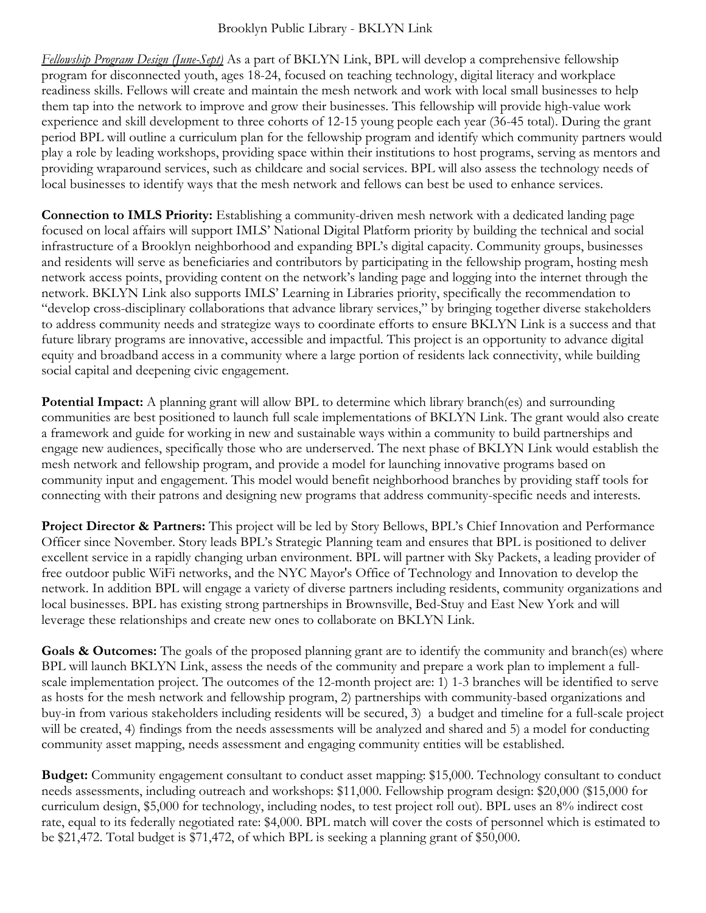*Fellowship Program Design (June-Sept)* As a part of BKLYN Link, BPL will develop a comprehensive fellowship program for disconnected youth, ages 18-24, focused on teaching technology, digital literacy and workplace readiness skills. Fellows will create and maintain the mesh network and work with local small businesses to help them tap into the network to improve and grow their businesses. This fellowship will provide high-value work experience and skill development to three cohorts of 12-15 young people each year (36-45 total). During the grant period BPL will outline a curriculum plan for the fellowship program and identify which community partners would play a role by leading workshops, providing space within their institutions to host programs, serving as mentors and providing wraparound services, such as childcare and social services. BPL will also assess the technology needs of local businesses to identify ways that the mesh network and fellows can best be used to enhance services.

**Connection to IMLS Priority:** Establishing a community-driven mesh network with a dedicated landing page focused on local affairs will support IMLS' National Digital Platform priority by building the technical and social infrastructure of a Brooklyn neighborhood and expanding BPL's digital capacity. Community groups, businesses and residents will serve as beneficiaries and contributors by participating in the fellowship program, hosting mesh network access points, providing content on the network's landing page and logging into the internet through the network. BKLYN Link also supports IMLS' Learning in Libraries priority, specifically the recommendation to "develop cross-disciplinary collaborations that advance library services," by bringing together diverse stakeholders to address community needs and strategize ways to coordinate efforts to ensure BKLYN Link is a success and that future library programs are innovative, accessible and impactful. This project is an opportunity to advance digital equity and broadband access in a community where a large portion of residents lack connectivity, while building social capital and deepening civic engagement.

**Potential Impact:** A planning grant will allow BPL to determine which library branch(es) and surrounding communities are best positioned to launch full scale implementations of BKLYN Link. The grant would also create a framework and guide for working in new and sustainable ways within a community to build partnerships and engage new audiences, specifically those who are underserved. The next phase of BKLYN Link would establish the mesh network and fellowship program, and provide a model for launching innovative programs based on community input and engagement. This model would benefit neighborhood branches by providing staff tools for connecting with their patrons and designing new programs that address community-specific needs and interests.

**Project Director & Partners:** This project will be led by Story Bellows, BPL's Chief Innovation and Performance Officer since November. Story leads BPL's Strategic Planning team and ensures that BPL is positioned to deliver excellent service in a rapidly changing urban environment. BPL will partner with Sky Packets, a leading provider of free outdoor public WiFi networks, and the NYC Mayor's Office of Technology and Innovation to develop the network. In addition BPL will engage a variety of diverse partners including residents, community organizations and local businesses. BPL has existing strong partnerships in Brownsville, Bed-Stuy and East New York and will leverage these relationships and create new ones to collaborate on BKLYN Link.

**Goals & Outcomes:** The goals of the proposed planning grant are to identify the community and branch(es) where BPL will launch BKLYN Link, assess the needs of the community and prepare a work plan to implement a full-scale implementation project. The outcomes of the 12-month project are: 1) 1-3 branches will be identified to serve as hosts for the mesh network and fellowship program, 2) partnerships with community-based organizations and buy-in from various stakeholders including residents will be secured, 3) a budget and timeline for a full-scale project will be created, 4) findings from the needs assessments will be analyzed and shared and 5) a model for conducting community asset mapping, needs assessment and engaging community entities will be established.

**Budget:** Community engagement consultant to conduct asset mapping: $15,000. Technology consultant to conduct needs assessments, including outreach and workshops: $11,000. Fellowship program design: $20,000 ($15,000 for curriculum design, $5,000 for technology, including nodes, to test project roll out). BPL uses an 8% indirect cost rate, equal to its federally negotiated rate: $4,000. BPL match will cover the costs of personnel which is estimated to be $21,472. Total budget is $71,472, of which BPL is seeking a planning grant of $50,000.